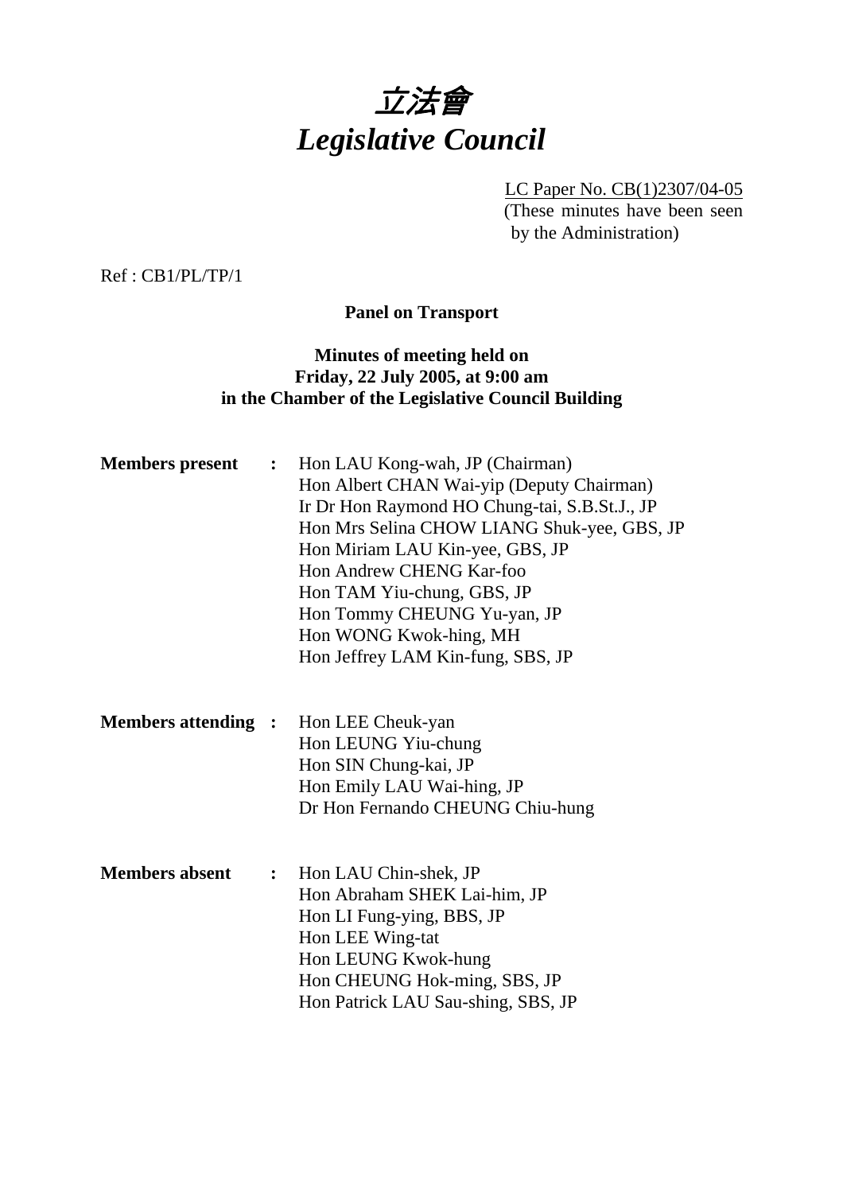# 立法會
# *Legislative Council*

LC Paper No. CB(1)2307/04-05
(These minutes have been seen by the Administration)

Ref : CB1/PL/TP/1

**Panel on Transport**

**Minutes of meeting held on**
**Friday, 22 July 2005, at 9:00 am**
**in the Chamber of the Legislative Council Building**

**Members present :**
Hon LAU Kong-wah, JP (Chairman)
Hon Albert CHAN Wai-yip (Deputy Chairman)
Ir Dr Hon Raymond HO Chung-tai, S.B.St.J., JP
Hon Mrs Selina CHOW LIANG Shuk-yee, GBS, JP
Hon Miriam LAU Kin-yee, GBS, JP
Hon Andrew CHENG Kar-foo
Hon TAM Yiu-chung, GBS, JP
Hon Tommy CHEUNG Yu-yan, JP
Hon WONG Kwok-hing, MH
Hon Jeffrey LAM Kin-fung, SBS, JP

**Members attending :**
Hon LEE Cheuk-yan
Hon LEUNG Yiu-chung
Hon SIN Chung-kai, JP
Hon Emily LAU Wai-hing, JP
Dr Hon Fernando CHEUNG Chiu-hung

**Members absent :**
Hon LAU Chin-shek, JP
Hon Abraham SHEK Lai-him, JP
Hon LI Fung-ying, BBS, JP
Hon LEE Wing-tat
Hon LEUNG Kwok-hung
Hon CHEUNG Hok-ming, SBS, JP
Hon Patrick LAU Sau-shing, SBS, JP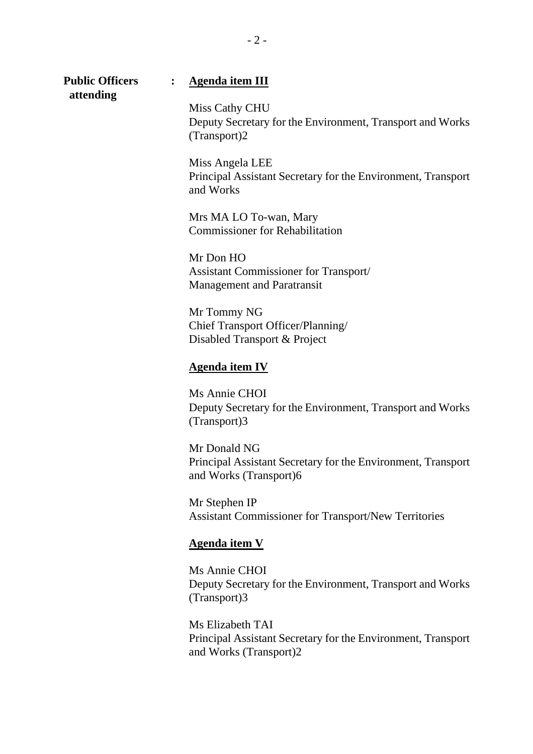**Public Officers attending** : **<u>Agenda item III</u>**

Miss Cathy CHU
Deputy Secretary for the Environment, Transport and Works (Transport)2

Miss Angela LEE
Principal Assistant Secretary for the Environment, Transport and Works

Mrs MA LO To-wan, Mary
Commissioner for Rehabilitation

Mr Don HO
Assistant Commissioner for Transport/ Management and Paratransit

Mr Tommy NG
Chief Transport Officer/Planning/ Disabled Transport & Project

**<u>Agenda item IV</u>**

Ms Annie CHOI
Deputy Secretary for the Environment, Transport and Works (Transport)3

Mr Donald NG
Principal Assistant Secretary for the Environment, Transport and Works (Transport)6

Mr Stephen IP
Assistant Commissioner for Transport/New Territories

**<u>Agenda item V</u>**

Ms Annie CHOI
Deputy Secretary for the Environment, Transport and Works (Transport)3

Ms Elizabeth TAI
Principal Assistant Secretary for the Environment, Transport and Works (Transport)2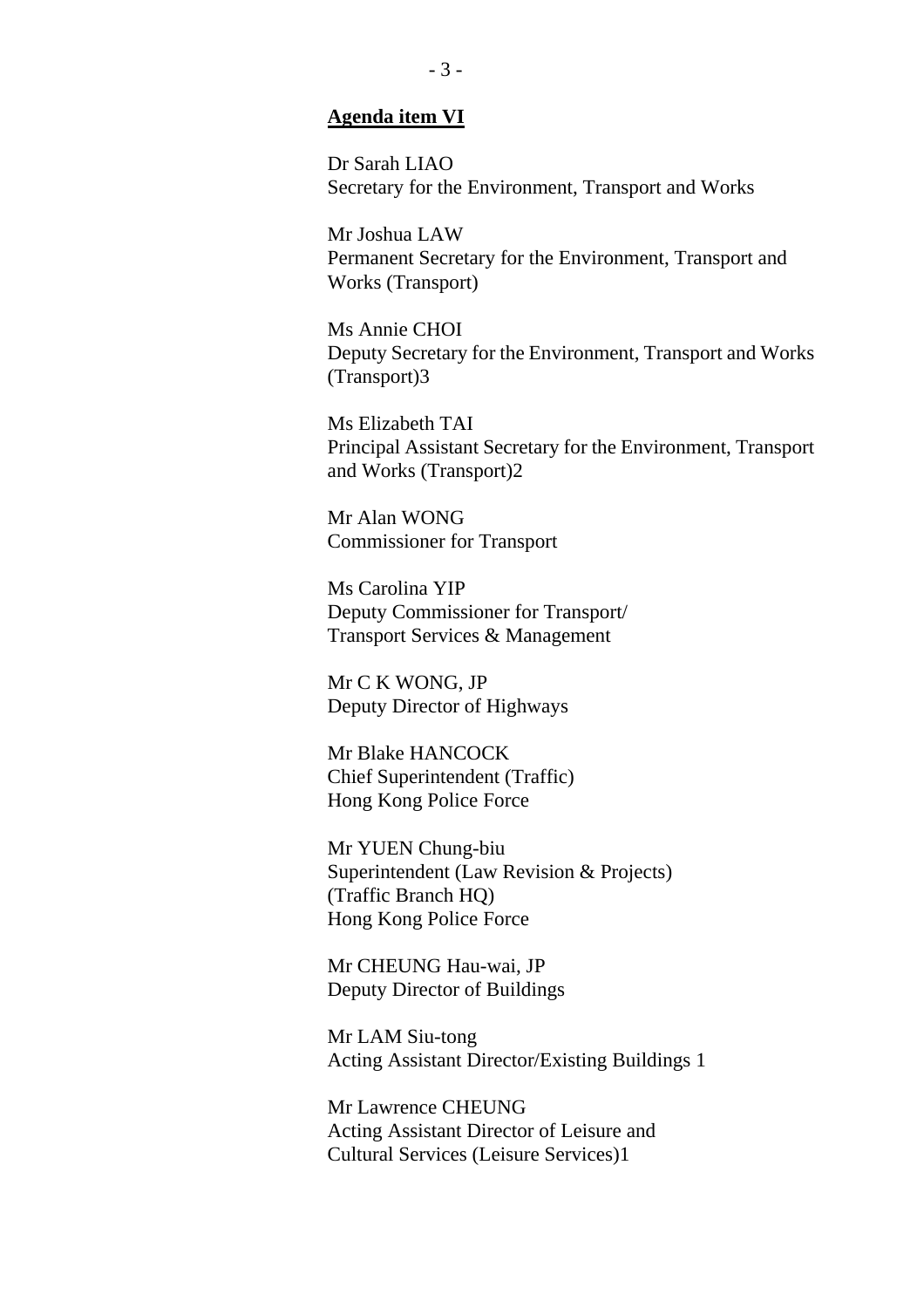**Agenda item VI**

Dr Sarah LIAO
Secretary for the Environment, Transport and Works

Mr Joshua LAW
Permanent Secretary for the Environment, Transport and Works (Transport)

Ms Annie CHOI
Deputy Secretary for the Environment, Transport and Works (Transport)3

Ms Elizabeth TAI
Principal Assistant Secretary for the Environment, Transport and Works (Transport)2

Mr Alan WONG
Commissioner for Transport

Ms Carolina YIP
Deputy Commissioner for Transport/
Transport Services & Management

Mr C K WONG, JP
Deputy Director of Highways

Mr Blake HANCOCK
Chief Superintendent (Traffic)
Hong Kong Police Force

Mr YUEN Chung-biu
Superintendent (Law Revision & Projects)
(Traffic Branch HQ)
Hong Kong Police Force

Mr CHEUNG Hau-wai, JP
Deputy Director of Buildings

Mr LAM Siu-tong
Acting Assistant Director/Existing Buildings 1

Mr Lawrence CHEUNG
Acting Assistant Director of Leisure and Cultural Services (Leisure Services)1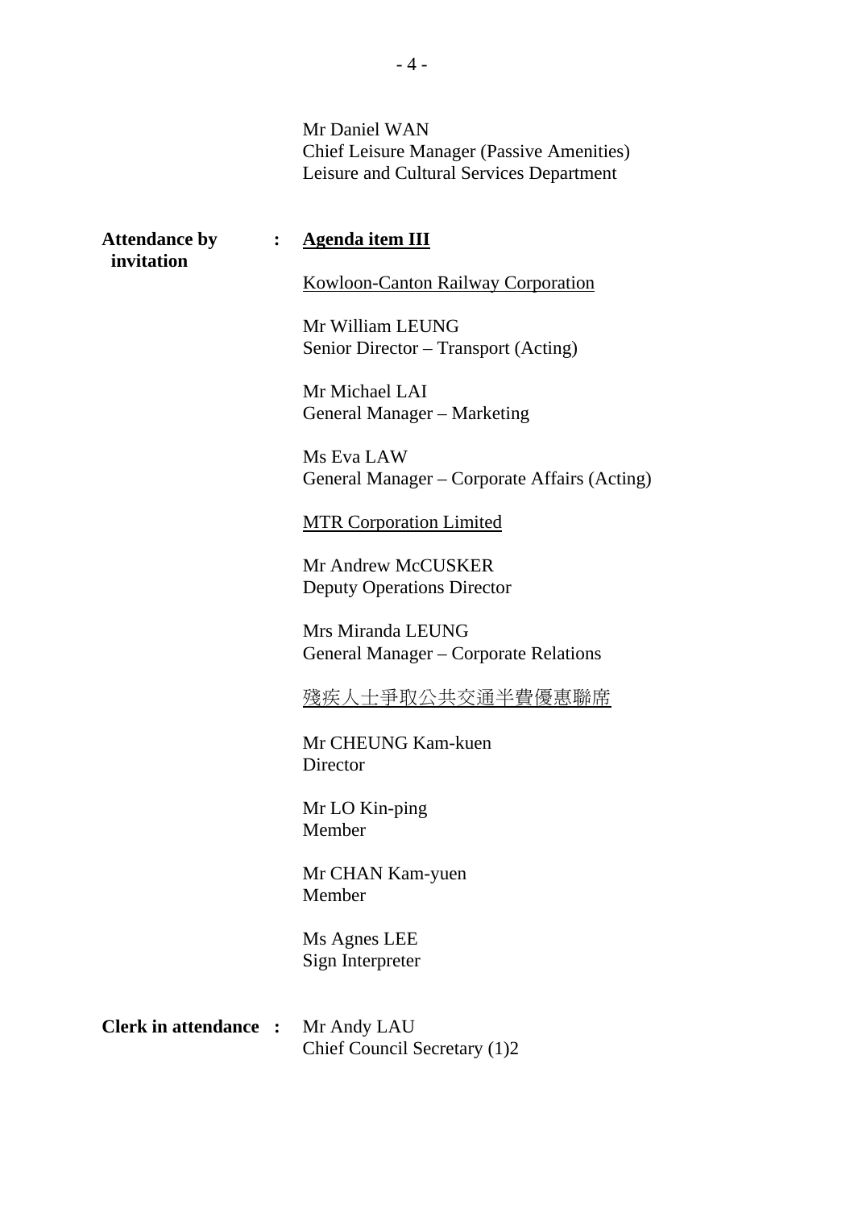Mr Daniel WAN
Chief Leisure Manager (Passive Amenities)
Leisure and Cultural Services Department

**Attendance by invitation** : <u>**Agenda item III**</u>

<u>Kowloon-Canton Railway Corporation</u>

Mr William LEUNG
Senior Director – Transport (Acting)

Mr Michael LAI
General Manager – Marketing

Ms Eva LAW
General Manager – Corporate Affairs (Acting)

<u>MTR Corporation Limited</u>

Mr Andrew McCUSKER
Deputy Operations Director

Mrs Miranda LEUNG
General Manager – Corporate Relations

<u>殘疾人士爭取公共交通半費優惠聯席</u>

Mr CHEUNG Kam-kuen
Director

Mr LO Kin-ping
Member

Mr CHAN Kam-yuen
Member

Ms Agnes LEE
Sign Interpreter

**Clerk in attendance** : Mr Andy LAU
Chief Council Secretary (1)2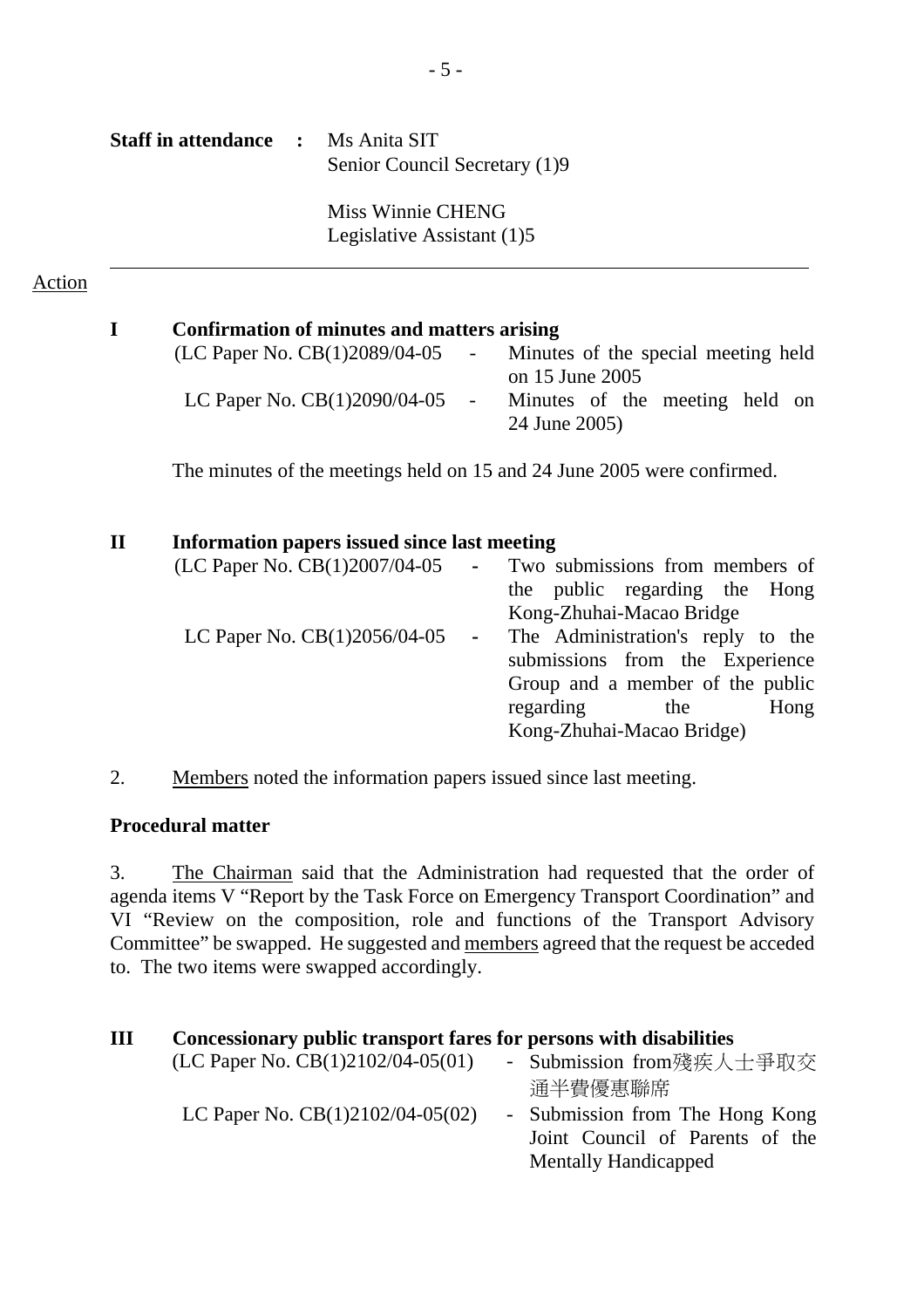**Staff in attendance :** Ms Anita SIT
Senior Council Secretary (1)9

Miss Winnie CHENG
Legislative Assistant (1)5

---

Action

**I Confirmation of minutes and matters arising**

(LC Paper No. CB(1)2089/04-05 - Minutes of the special meeting held on 15 June 2005
LC Paper No. CB(1)2090/04-05 - Minutes of the meeting held on 24 June 2005)

The minutes of the meetings held on 15 and 24 June 2005 were confirmed.

**II Information papers issued since last meeting**

(LC Paper No. CB(1)2007/04-05 - Two submissions from members of the public regarding the Hong Kong-Zhuhai-Macao Bridge
LC Paper No. CB(1)2056/04-05 - The Administration's reply to the submissions from the Experience Group and a member of the public regarding the Hong Kong-Zhuhai-Macao Bridge)

2. Members noted the information papers issued since last meeting.

**Procedural matter**

3. The Chairman said that the Administration had requested that the order of agenda items V "Report by the Task Force on Emergency Transport Coordination" and VI "Review on the composition, role and functions of the Transport Advisory Committee" be swapped. He suggested and members agreed that the request be acceded to. The two items were swapped accordingly.

**III Concessionary public transport fares for persons with disabilities**

(LC Paper No. CB(1)2102/04-05(01) - Submission from殘疾人士爭取交通半費優惠聯席
LC Paper No. CB(1)2102/04-05(02) - Submission from The Hong Kong Joint Council of Parents of the Mentally Handicapped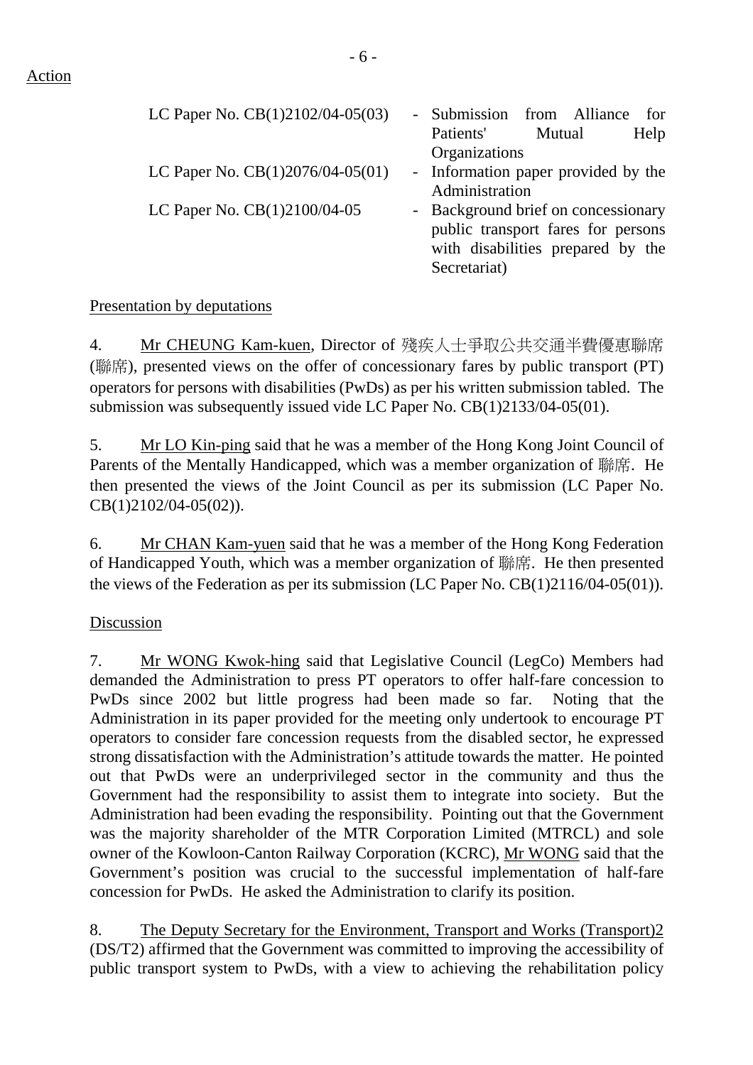Action

| | |
|---|---|
| LC Paper No. CB(1)2102/04-05(03) | - Submission from Alliance for Patients' Mutual Help Organizations |
| LC Paper No. CB(1)2076/04-05(01) | - Information paper provided by the Administration |
| LC Paper No. CB(1)2100/04-05 | - Background brief on concessionary public transport fares for persons with disabilities prepared by the Secretariat) |

Presentation by deputations

4. Mr CHEUNG Kam-kuen, Director of 殘疾人士爭取公共交通半費優惠聯席 (聯席), presented views on the offer of concessionary fares by public transport (PT) operators for persons with disabilities (PwDs) as per his written submission tabled. The submission was subsequently issued vide LC Paper No. CB(1)2133/04-05(01).

5. Mr LO Kin-ping said that he was a member of the Hong Kong Joint Council of Parents of the Mentally Handicapped, which was a member organization of 聯席. He then presented the views of the Joint Council as per its submission (LC Paper No. CB(1)2102/04-05(02)).

6. Mr CHAN Kam-yuen said that he was a member of the Hong Kong Federation of Handicapped Youth, which was a member organization of 聯席. He then presented the views of the Federation as per its submission (LC Paper No. CB(1)2116/04-05(01)).

Discussion

7. Mr WONG Kwok-hing said that Legislative Council (LegCo) Members had demanded the Administration to press PT operators to offer half-fare concession to PwDs since 2002 but little progress had been made so far. Noting that the Administration in its paper provided for the meeting only undertook to encourage PT operators to consider fare concession requests from the disabled sector, he expressed strong dissatisfaction with the Administration's attitude towards the matter. He pointed out that PwDs were an underprivileged sector in the community and thus the Government had the responsibility to assist them to integrate into society. But the Administration had been evading the responsibility. Pointing out that the Government was the majority shareholder of the MTR Corporation Limited (MTRCL) and sole owner of the Kowloon-Canton Railway Corporation (KCRC), Mr WONG said that the Government's position was crucial to the successful implementation of half-fare concession for PwDs. He asked the Administration to clarify its position.

8. The Deputy Secretary for the Environment, Transport and Works (Transport)2 (DS/T2) affirmed that the Government was committed to improving the accessibility of public transport system to PwDs, with a view to achieving the rehabilitation policy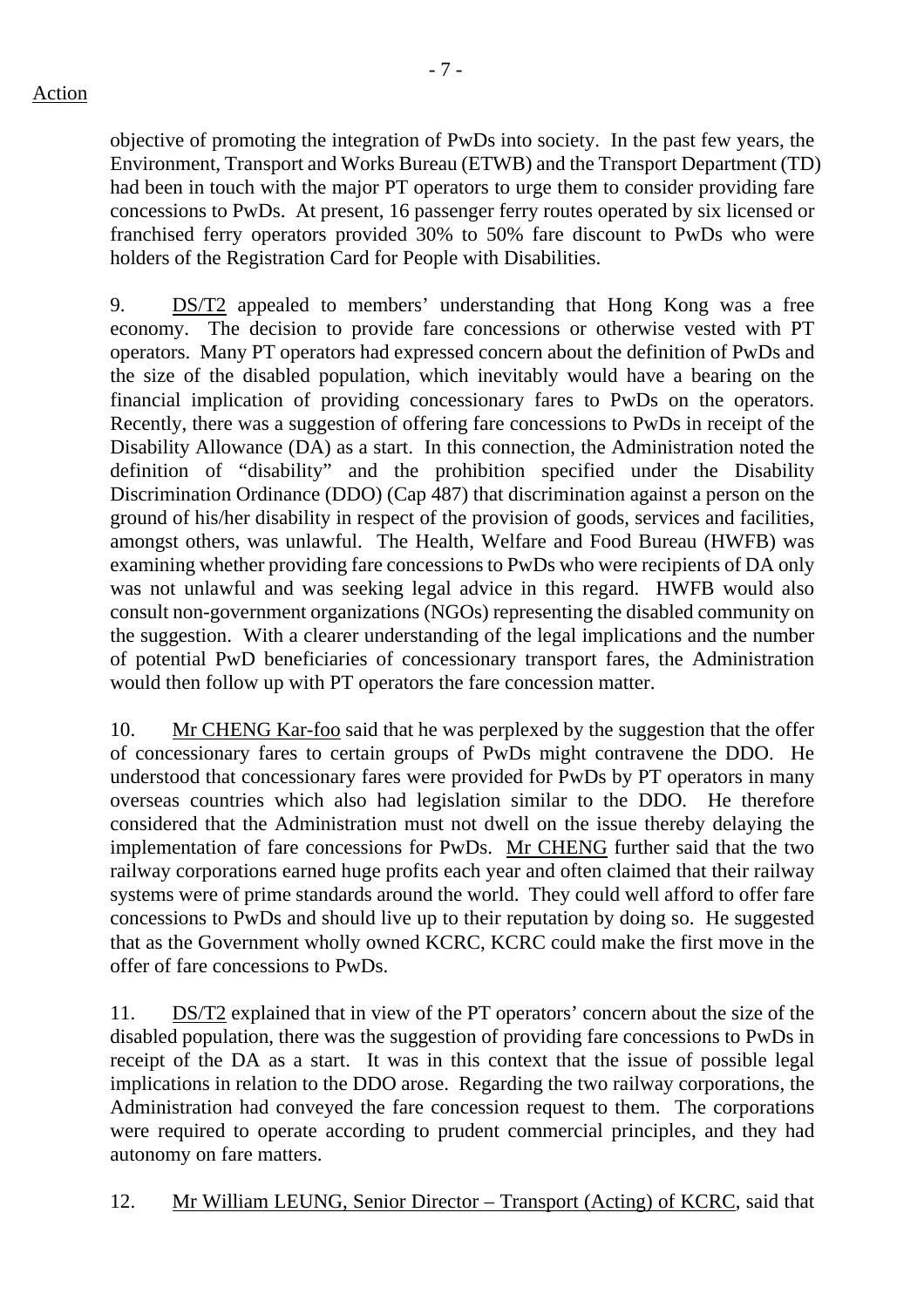Action

objective of promoting the integration of PwDs into society. In the past few years, the Environment, Transport and Works Bureau (ETWB) and the Transport Department (TD) had been in touch with the major PT operators to urge them to consider providing fare concessions to PwDs. At present, 16 passenger ferry routes operated by six licensed or franchised ferry operators provided 30% to 50% fare discount to PwDs who were holders of the Registration Card for People with Disabilities.

9. DS/T2 appealed to members' understanding that Hong Kong was a free economy. The decision to provide fare concessions or otherwise vested with PT operators. Many PT operators had expressed concern about the definition of PwDs and the size of the disabled population, which inevitably would have a bearing on the financial implication of providing concessionary fares to PwDs on the operators. Recently, there was a suggestion of offering fare concessions to PwDs in receipt of the Disability Allowance (DA) as a start. In this connection, the Administration noted the definition of "disability" and the prohibition specified under the Disability Discrimination Ordinance (DDO) (Cap 487) that discrimination against a person on the ground of his/her disability in respect of the provision of goods, services and facilities, amongst others, was unlawful. The Health, Welfare and Food Bureau (HWFB) was examining whether providing fare concessions to PwDs who were recipients of DA only was not unlawful and was seeking legal advice in this regard. HWFB would also consult non-government organizations (NGOs) representing the disabled community on the suggestion. With a clearer understanding of the legal implications and the number of potential PwD beneficiaries of concessionary transport fares, the Administration would then follow up with PT operators the fare concession matter.

10. Mr CHENG Kar-foo said that he was perplexed by the suggestion that the offer of concessionary fares to certain groups of PwDs might contravene the DDO. He understood that concessionary fares were provided for PwDs by PT operators in many overseas countries which also had legislation similar to the DDO. He therefore considered that the Administration must not dwell on the issue thereby delaying the implementation of fare concessions for PwDs. Mr CHENG further said that the two railway corporations earned huge profits each year and often claimed that their railway systems were of prime standards around the world. They could well afford to offer fare concessions to PwDs and should live up to their reputation by doing so. He suggested that as the Government wholly owned KCRC, KCRC could make the first move in the offer of fare concessions to PwDs.

11. DS/T2 explained that in view of the PT operators' concern about the size of the disabled population, there was the suggestion of providing fare concessions to PwDs in receipt of the DA as a start. It was in this context that the issue of possible legal implications in relation to the DDO arose. Regarding the two railway corporations, the Administration had conveyed the fare concession request to them. The corporations were required to operate according to prudent commercial principles, and they had autonomy on fare matters.

12. Mr William LEUNG, Senior Director – Transport (Acting) of KCRC, said that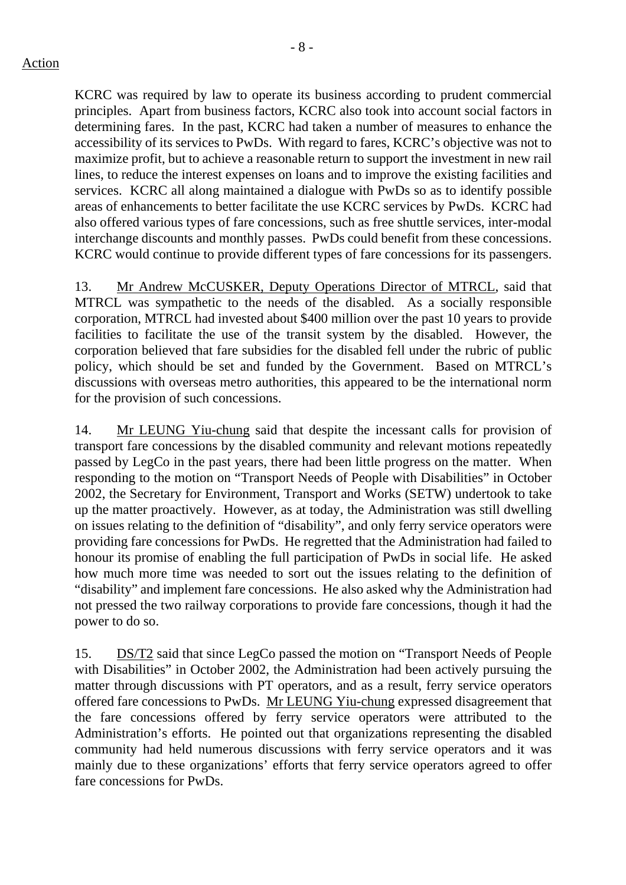Action

KCRC was required by law to operate its business according to prudent commercial principles. Apart from business factors, KCRC also took into account social factors in determining fares. In the past, KCRC had taken a number of measures to enhance the accessibility of its services to PwDs. With regard to fares, KCRC's objective was not to maximize profit, but to achieve a reasonable return to support the investment in new rail lines, to reduce the interest expenses on loans and to improve the existing facilities and services. KCRC all along maintained a dialogue with PwDs so as to identify possible areas of enhancements to better facilitate the use KCRC services by PwDs. KCRC had also offered various types of fare concessions, such as free shuttle services, inter-modal interchange discounts and monthly passes. PwDs could benefit from these concessions. KCRC would continue to provide different types of fare concessions for its passengers.

13. Mr Andrew McCUSKER, Deputy Operations Director of MTRCL, said that MTRCL was sympathetic to the needs of the disabled. As a socially responsible corporation, MTRCL had invested about $400 million over the past 10 years to provide facilities to facilitate the use of the transit system by the disabled. However, the corporation believed that fare subsidies for the disabled fell under the rubric of public policy, which should be set and funded by the Government. Based on MTRCL's discussions with overseas metro authorities, this appeared to be the international norm for the provision of such concessions.

14. Mr LEUNG Yiu-chung said that despite the incessant calls for provision of transport fare concessions by the disabled community and relevant motions repeatedly passed by LegCo in the past years, there had been little progress on the matter. When responding to the motion on "Transport Needs of People with Disabilities" in October 2002, the Secretary for Environment, Transport and Works (SETW) undertook to take up the matter proactively. However, as at today, the Administration was still dwelling on issues relating to the definition of "disability", and only ferry service operators were providing fare concessions for PwDs. He regretted that the Administration had failed to honour its promise of enabling the full participation of PwDs in social life. He asked how much more time was needed to sort out the issues relating to the definition of "disability" and implement fare concessions. He also asked why the Administration had not pressed the two railway corporations to provide fare concessions, though it had the power to do so.

15. DS/T2 said that since LegCo passed the motion on "Transport Needs of People with Disabilities" in October 2002, the Administration had been actively pursuing the matter through discussions with PT operators, and as a result, ferry service operators offered fare concessions to PwDs. Mr LEUNG Yiu-chung expressed disagreement that the fare concessions offered by ferry service operators were attributed to the Administration's efforts. He pointed out that organizations representing the disabled community had held numerous discussions with ferry service operators and it was mainly due to these organizations' efforts that ferry service operators agreed to offer fare concessions for PwDs.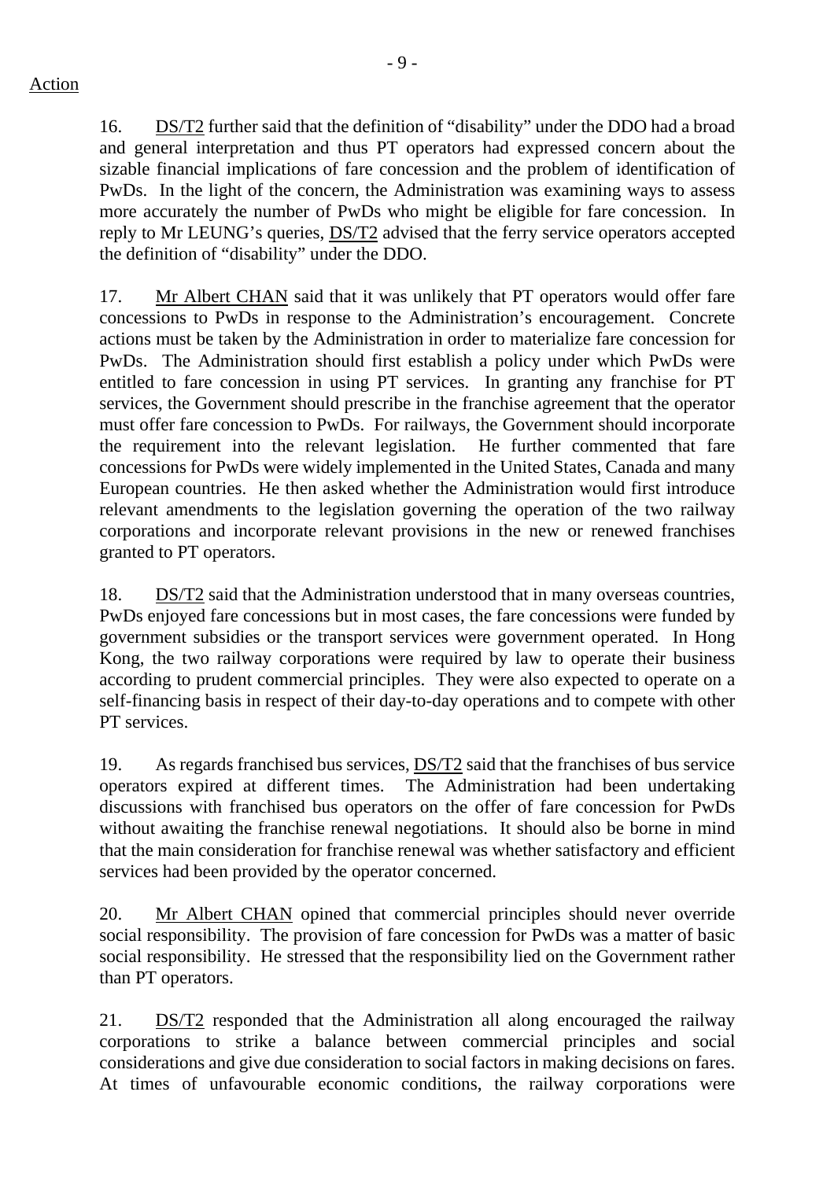Action

16. <u>DS/T2</u> further said that the definition of "disability" under the DDO had a broad and general interpretation and thus PT operators had expressed concern about the sizable financial implications of fare concession and the problem of identification of PwDs. In the light of the concern, the Administration was examining ways to assess more accurately the number of PwDs who might be eligible for fare concession. In reply to Mr LEUNG's queries, <u>DS/T2</u> advised that the ferry service operators accepted the definition of "disability" under the DDO.

17. <u>Mr Albert CHAN</u> said that it was unlikely that PT operators would offer fare concessions to PwDs in response to the Administration's encouragement. Concrete actions must be taken by the Administration in order to materialize fare concession for PwDs. The Administration should first establish a policy under which PwDs were entitled to fare concession in using PT services. In granting any franchise for PT services, the Government should prescribe in the franchise agreement that the operator must offer fare concession to PwDs. For railways, the Government should incorporate the requirement into the relevant legislation. He further commented that fare concessions for PwDs were widely implemented in the United States, Canada and many European countries. He then asked whether the Administration would first introduce relevant amendments to the legislation governing the operation of the two railway corporations and incorporate relevant provisions in the new or renewed franchises granted to PT operators.

18. <u>DS/T2</u> said that the Administration understood that in many overseas countries, PwDs enjoyed fare concessions but in most cases, the fare concessions were funded by government subsidies or the transport services were government operated. In Hong Kong, the two railway corporations were required by law to operate their business according to prudent commercial principles. They were also expected to operate on a self-financing basis in respect of their day-to-day operations and to compete with other PT services.

19. As regards franchised bus services, <u>DS/T2</u> said that the franchises of bus service operators expired at different times. The Administration had been undertaking discussions with franchised bus operators on the offer of fare concession for PwDs without awaiting the franchise renewal negotiations. It should also be borne in mind that the main consideration for franchise renewal was whether satisfactory and efficient services had been provided by the operator concerned.

20. <u>Mr Albert CHAN</u> opined that commercial principles should never override social responsibility. The provision of fare concession for PwDs was a matter of basic social responsibility. He stressed that the responsibility lied on the Government rather than PT operators.

21. <u>DS/T2</u> responded that the Administration all along encouraged the railway corporations to strike a balance between commercial principles and social considerations and give due consideration to social factors in making decisions on fares. At times of unfavourable economic conditions, the railway corporations were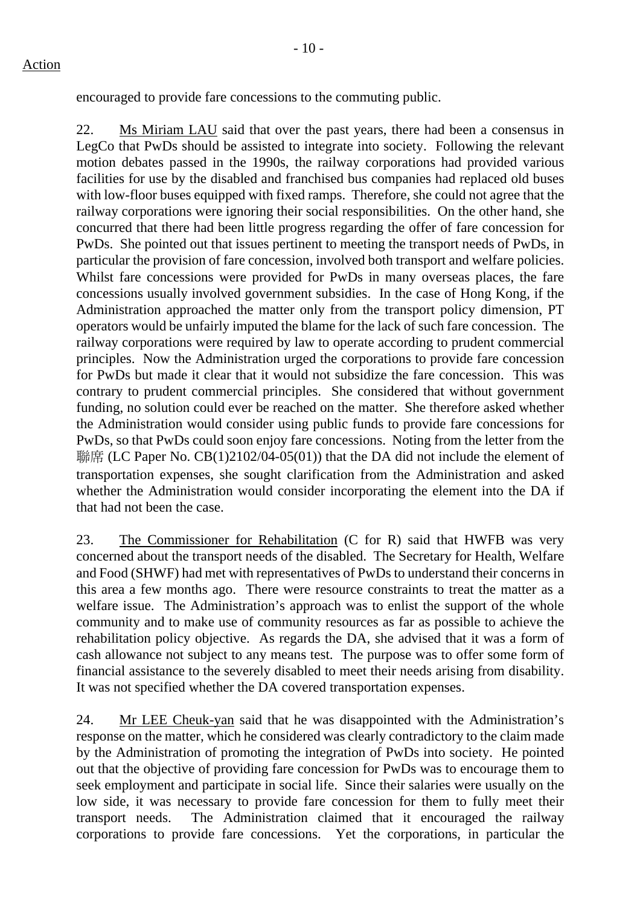Action

encouraged to provide fare concessions to the commuting public.

22. Ms Miriam LAU said that over the past years, there had been a consensus in LegCo that PwDs should be assisted to integrate into society. Following the relevant motion debates passed in the 1990s, the railway corporations had provided various facilities for use by the disabled and franchised bus companies had replaced old buses with low-floor buses equipped with fixed ramps. Therefore, she could not agree that the railway corporations were ignoring their social responsibilities. On the other hand, she concurred that there had been little progress regarding the offer of fare concession for PwDs. She pointed out that issues pertinent to meeting the transport needs of PwDs, in particular the provision of fare concession, involved both transport and welfare policies. Whilst fare concessions were provided for PwDs in many overseas places, the fare concessions usually involved government subsidies. In the case of Hong Kong, if the Administration approached the matter only from the transport policy dimension, PT operators would be unfairly imputed the blame for the lack of such fare concession. The railway corporations were required by law to operate according to prudent commercial principles. Now the Administration urged the corporations to provide fare concession for PwDs but made it clear that it would not subsidize the fare concession. This was contrary to prudent commercial principles. She considered that without government funding, no solution could ever be reached on the matter. She therefore asked whether the Administration would consider using public funds to provide fare concessions for PwDs, so that PwDs could soon enjoy fare concessions. Noting from the letter from the 聯席 (LC Paper No. CB(1)2102/04-05(01)) that the DA did not include the element of transportation expenses, she sought clarification from the Administration and asked whether the Administration would consider incorporating the element into the DA if that had not been the case.

23. The Commissioner for Rehabilitation (C for R) said that HWFB was very concerned about the transport needs of the disabled. The Secretary for Health, Welfare and Food (SHWF) had met with representatives of PwDs to understand their concerns in this area a few months ago. There were resource constraints to treat the matter as a welfare issue. The Administration's approach was to enlist the support of the whole community and to make use of community resources as far as possible to achieve the rehabilitation policy objective. As regards the DA, she advised that it was a form of cash allowance not subject to any means test. The purpose was to offer some form of financial assistance to the severely disabled to meet their needs arising from disability. It was not specified whether the DA covered transportation expenses.

24. Mr LEE Cheuk-yan said that he was disappointed with the Administration's response on the matter, which he considered was clearly contradictory to the claim made by the Administration of promoting the integration of PwDs into society. He pointed out that the objective of providing fare concession for PwDs was to encourage them to seek employment and participate in social life. Since their salaries were usually on the low side, it was necessary to provide fare concession for them to fully meet their transport needs. The Administration claimed that it encouraged the railway corporations to provide fare concessions. Yet the corporations, in particular the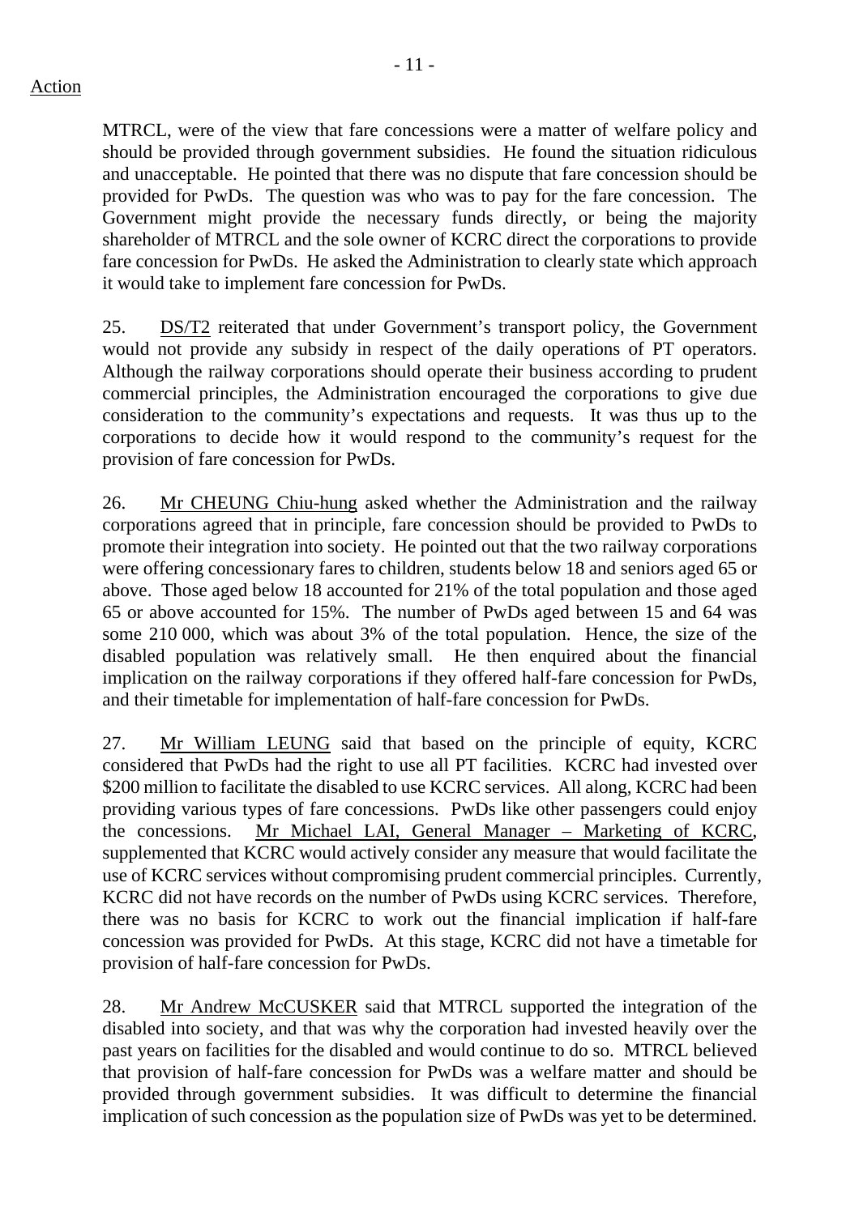Action

MTRCL, were of the view that fare concessions were a matter of welfare policy and should be provided through government subsidies. He found the situation ridiculous and unacceptable. He pointed that there was no dispute that fare concession should be provided for PwDs. The question was who was to pay for the fare concession. The Government might provide the necessary funds directly, or being the majority shareholder of MTRCL and the sole owner of KCRC direct the corporations to provide fare concession for PwDs. He asked the Administration to clearly state which approach it would take to implement fare concession for PwDs.

25. DS/T2 reiterated that under Government's transport policy, the Government would not provide any subsidy in respect of the daily operations of PT operators. Although the railway corporations should operate their business according to prudent commercial principles, the Administration encouraged the corporations to give due consideration to the community's expectations and requests. It was thus up to the corporations to decide how it would respond to the community's request for the provision of fare concession for PwDs.

26. Mr CHEUNG Chiu-hung asked whether the Administration and the railway corporations agreed that in principle, fare concession should be provided to PwDs to promote their integration into society. He pointed out that the two railway corporations were offering concessionary fares to children, students below 18 and seniors aged 65 or above. Those aged below 18 accounted for 21% of the total population and those aged 65 or above accounted for 15%. The number of PwDs aged between 15 and 64 was some 210 000, which was about 3% of the total population. Hence, the size of the disabled population was relatively small. He then enquired about the financial implication on the railway corporations if they offered half-fare concession for PwDs, and their timetable for implementation of half-fare concession for PwDs.

27. Mr William LEUNG said that based on the principle of equity, KCRC considered that PwDs had the right to use all PT facilities. KCRC had invested over \$200 million to facilitate the disabled to use KCRC services. All along, KCRC had been providing various types of fare concessions. PwDs like other passengers could enjoy the concessions. Mr Michael LAI, General Manager – Marketing of KCRC, supplemented that KCRC would actively consider any measure that would facilitate the use of KCRC services without compromising prudent commercial principles. Currently, KCRC did not have records on the number of PwDs using KCRC services. Therefore, there was no basis for KCRC to work out the financial implication if half-fare concession was provided for PwDs. At this stage, KCRC did not have a timetable for provision of half-fare concession for PwDs.

28. Mr Andrew McCUSKER said that MTRCL supported the integration of the disabled into society, and that was why the corporation had invested heavily over the past years on facilities for the disabled and would continue to do so. MTRCL believed that provision of half-fare concession for PwDs was a welfare matter and should be provided through government subsidies. It was difficult to determine the financial implication of such concession as the population size of PwDs was yet to be determined.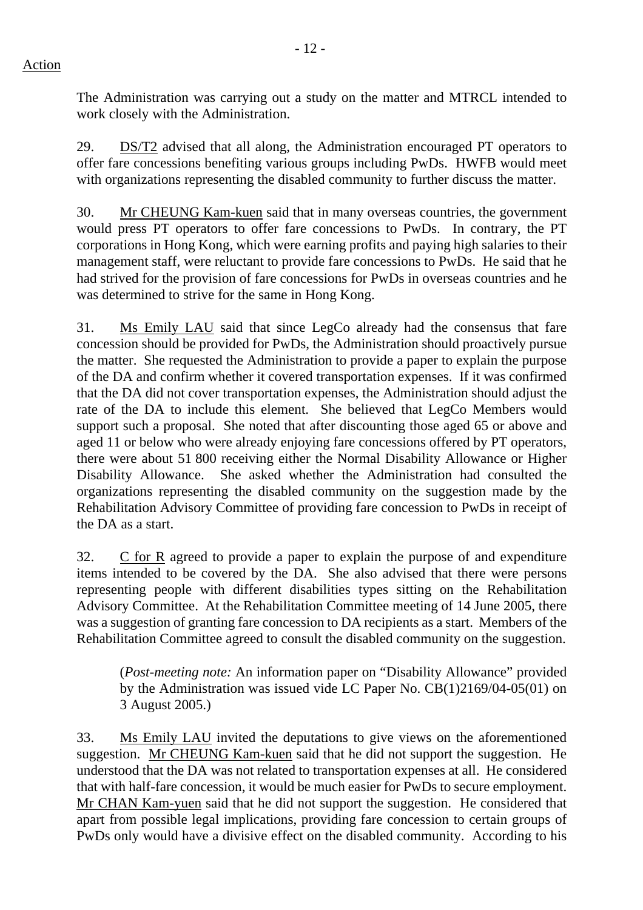Action

The Administration was carrying out a study on the matter and MTRCL intended to work closely with the Administration.

29. DS/T2 advised that all along, the Administration encouraged PT operators to offer fare concessions benefiting various groups including PwDs. HWFB would meet with organizations representing the disabled community to further discuss the matter.

30. Mr CHEUNG Kam-kuen said that in many overseas countries, the government would press PT operators to offer fare concessions to PwDs. In contrary, the PT corporations in Hong Kong, which were earning profits and paying high salaries to their management staff, were reluctant to provide fare concessions to PwDs. He said that he had strived for the provision of fare concessions for PwDs in overseas countries and he was determined to strive for the same in Hong Kong.

31. Ms Emily LAU said that since LegCo already had the consensus that fare concession should be provided for PwDs, the Administration should proactively pursue the matter. She requested the Administration to provide a paper to explain the purpose of the DA and confirm whether it covered transportation expenses. If it was confirmed that the DA did not cover transportation expenses, the Administration should adjust the rate of the DA to include this element. She believed that LegCo Members would support such a proposal. She noted that after discounting those aged 65 or above and aged 11 or below who were already enjoying fare concessions offered by PT operators, there were about 51 800 receiving either the Normal Disability Allowance or Higher Disability Allowance. She asked whether the Administration had consulted the organizations representing the disabled community on the suggestion made by the Rehabilitation Advisory Committee of providing fare concession to PwDs in receipt of the DA as a start.

32. C for R agreed to provide a paper to explain the purpose of and expenditure items intended to be covered by the DA. She also advised that there were persons representing people with different disabilities types sitting on the Rehabilitation Advisory Committee. At the Rehabilitation Committee meeting of 14 June 2005, there was a suggestion of granting fare concession to DA recipients as a start. Members of the Rehabilitation Committee agreed to consult the disabled community on the suggestion.

> (*Post-meeting note:* An information paper on "Disability Allowance" provided by the Administration was issued vide LC Paper No. CB(1)2169/04-05(01) on 3 August 2005.)

33. Ms Emily LAU invited the deputations to give views on the aforementioned suggestion. Mr CHEUNG Kam-kuen said that he did not support the suggestion. He understood that the DA was not related to transportation expenses at all. He considered that with half-fare concession, it would be much easier for PwDs to secure employment. Mr CHAN Kam-yuen said that he did not support the suggestion. He considered that apart from possible legal implications, providing fare concession to certain groups of PwDs only would have a divisive effect on the disabled community. According to his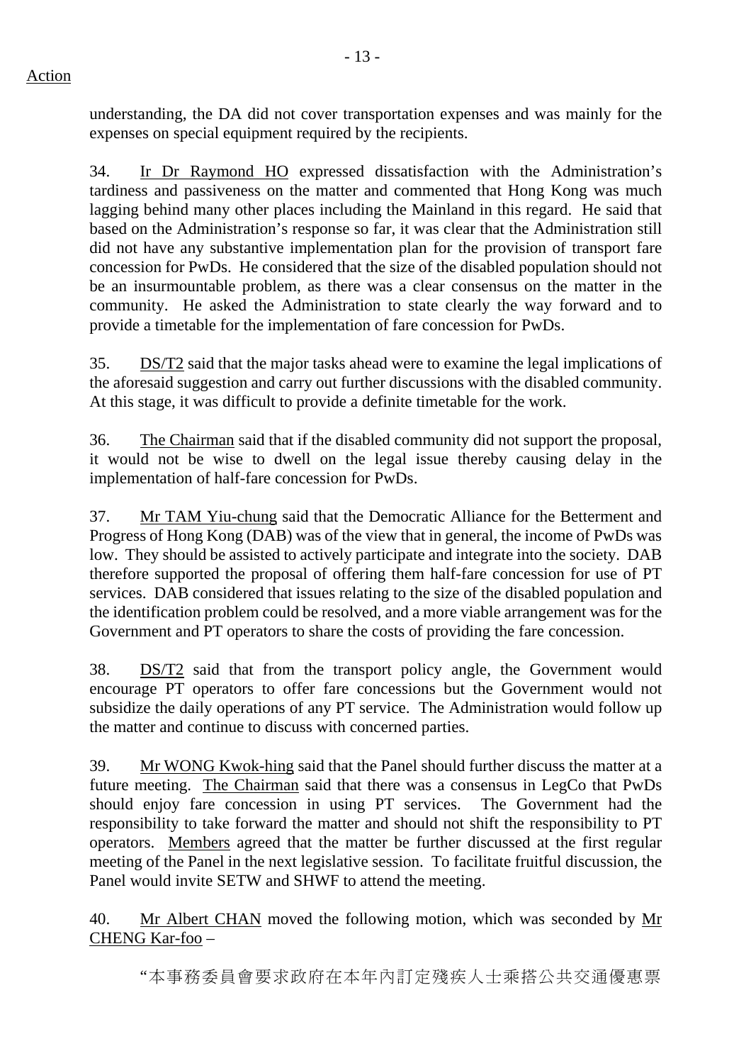understanding, the DA did not cover transportation expenses and was mainly for the expenses on special equipment required by the recipients.

34. Ir Dr Raymond HO expressed dissatisfaction with the Administration's tardiness and passiveness on the matter and commented that Hong Kong was much lagging behind many other places including the Mainland in this regard. He said that based on the Administration's response so far, it was clear that the Administration still did not have any substantive implementation plan for the provision of transport fare concession for PwDs. He considered that the size of the disabled population should not be an insurmountable problem, as there was a clear consensus on the matter in the community. He asked the Administration to state clearly the way forward and to provide a timetable for the implementation of fare concession for PwDs.

35. DS/T2 said that the major tasks ahead were to examine the legal implications of the aforesaid suggestion and carry out further discussions with the disabled community. At this stage, it was difficult to provide a definite timetable for the work.

36. The Chairman said that if the disabled community did not support the proposal, it would not be wise to dwell on the legal issue thereby causing delay in the implementation of half-fare concession for PwDs.

37. Mr TAM Yiu-chung said that the Democratic Alliance for the Betterment and Progress of Hong Kong (DAB) was of the view that in general, the income of PwDs was low. They should be assisted to actively participate and integrate into the society. DAB therefore supported the proposal of offering them half-fare concession for use of PT services. DAB considered that issues relating to the size of the disabled population and the identification problem could be resolved, and a more viable arrangement was for the Government and PT operators to share the costs of providing the fare concession.

38. DS/T2 said that from the transport policy angle, the Government would encourage PT operators to offer fare concessions but the Government would not subsidize the daily operations of any PT service. The Administration would follow up the matter and continue to discuss with concerned parties.

39. Mr WONG Kwok-hing said that the Panel should further discuss the matter at a future meeting. The Chairman said that there was a consensus in LegCo that PwDs should enjoy fare concession in using PT services. The Government had the responsibility to take forward the matter and should not shift the responsibility to PT operators. Members agreed that the matter be further discussed at the first regular meeting of the Panel in the next legislative session. To facilitate fruitful discussion, the Panel would invite SETW and SHWF to attend the meeting.

40. Mr Albert CHAN moved the following motion, which was seconded by Mr CHENG Kar-foo –

"本事務委員會要求政府在本年內訂定殘疾人士乘搭公共交通優惠票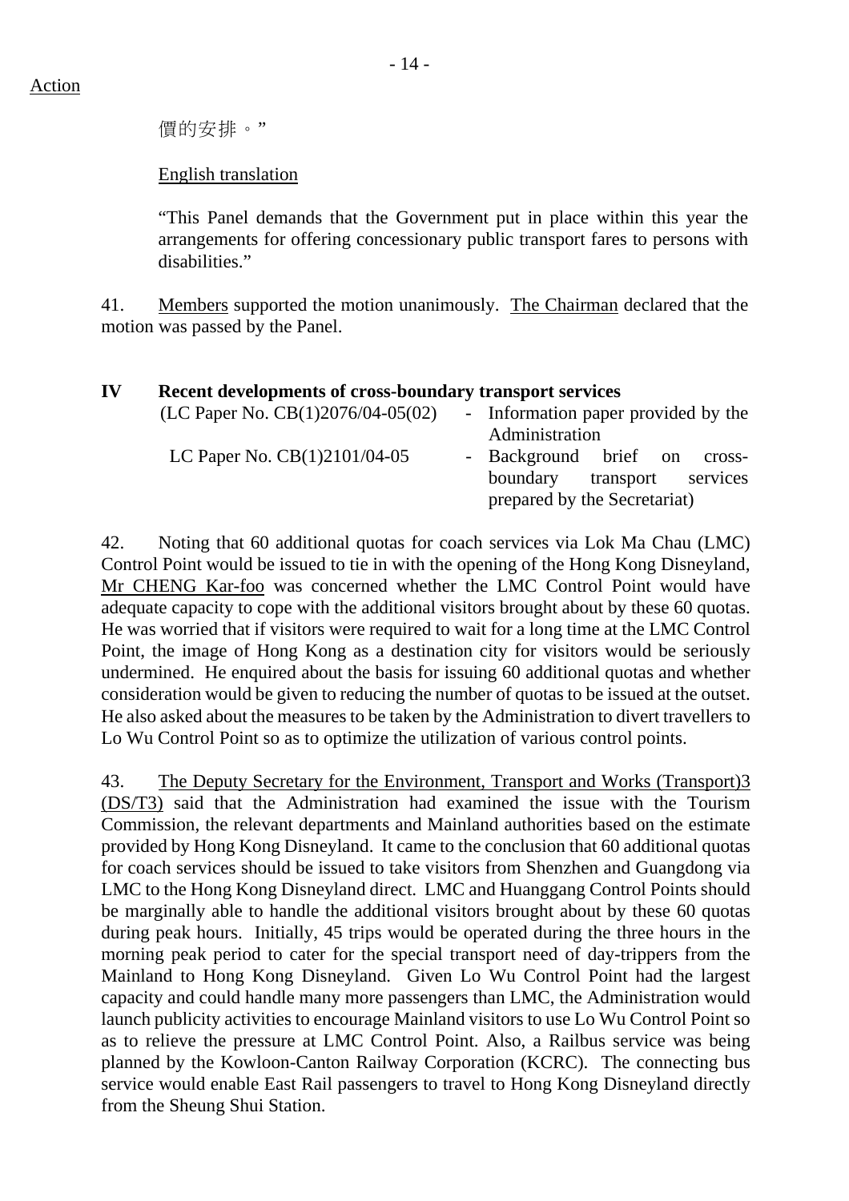Action

價的安排。"

English translation

"This Panel demands that the Government put in place within this year the arrangements for offering concessionary public transport fares to persons with disabilities."

41. Members supported the motion unanimously. The Chairman declared that the motion was passed by the Panel.

**IV Recent developments of cross-boundary transport services**

(LC Paper No. CB(1)2076/04-05(02) - Information paper provided by the Administration

LC Paper No. CB(1)2101/04-05 - Background brief on cross-boundary transport services prepared by the Secretariat)

42. Noting that 60 additional quotas for coach services via Lok Ma Chau (LMC) Control Point would be issued to tie in with the opening of the Hong Kong Disneyland, Mr CHENG Kar-foo was concerned whether the LMC Control Point would have adequate capacity to cope with the additional visitors brought about by these 60 quotas. He was worried that if visitors were required to wait for a long time at the LMC Control Point, the image of Hong Kong as a destination city for visitors would be seriously undermined. He enquired about the basis for issuing 60 additional quotas and whether consideration would be given to reducing the number of quotas to be issued at the outset. He also asked about the measures to be taken by the Administration to divert travellers to Lo Wu Control Point so as to optimize the utilization of various control points.

43. The Deputy Secretary for the Environment, Transport and Works (Transport)3 (DS/T3) said that the Administration had examined the issue with the Tourism Commission, the relevant departments and Mainland authorities based on the estimate provided by Hong Kong Disneyland. It came to the conclusion that 60 additional quotas for coach services should be issued to take visitors from Shenzhen and Guangdong via LMC to the Hong Kong Disneyland direct. LMC and Huanggang Control Points should be marginally able to handle the additional visitors brought about by these 60 quotas during peak hours. Initially, 45 trips would be operated during the three hours in the morning peak period to cater for the special transport need of day-trippers from the Mainland to Hong Kong Disneyland. Given Lo Wu Control Point had the largest capacity and could handle many more passengers than LMC, the Administration would launch publicity activities to encourage Mainland visitors to use Lo Wu Control Point so as to relieve the pressure at LMC Control Point. Also, a Railbus service was being planned by the Kowloon-Canton Railway Corporation (KCRC). The connecting bus service would enable East Rail passengers to travel to Hong Kong Disneyland directly from the Sheung Shui Station.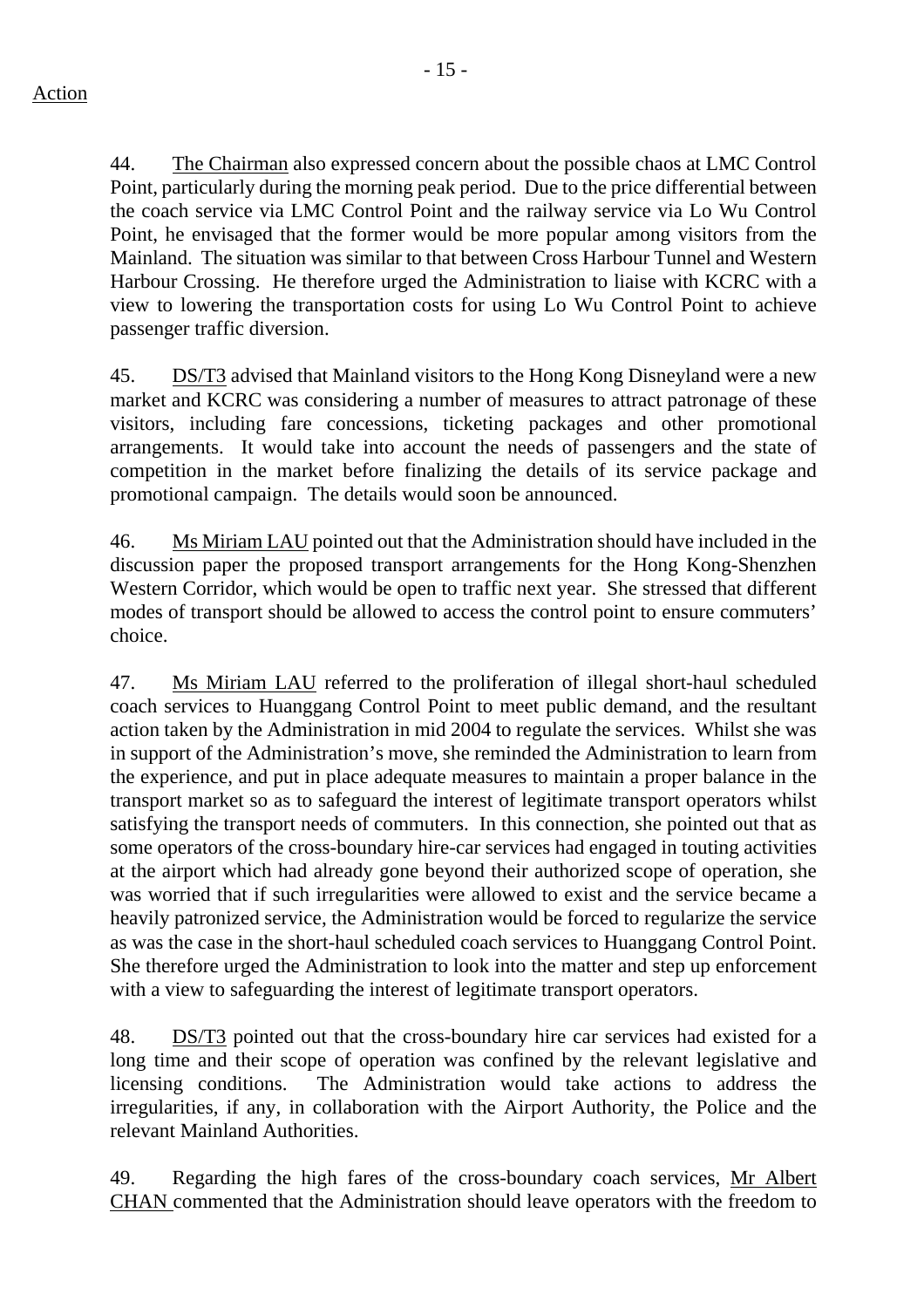44. The Chairman also expressed concern about the possible chaos at LMC Control Point, particularly during the morning peak period. Due to the price differential between the coach service via LMC Control Point and the railway service via Lo Wu Control Point, he envisaged that the former would be more popular among visitors from the Mainland. The situation was similar to that between Cross Harbour Tunnel and Western Harbour Crossing. He therefore urged the Administration to liaise with KCRC with a view to lowering the transportation costs for using Lo Wu Control Point to achieve passenger traffic diversion.

45. DS/T3 advised that Mainland visitors to the Hong Kong Disneyland were a new market and KCRC was considering a number of measures to attract patronage of these visitors, including fare concessions, ticketing packages and other promotional arrangements. It would take into account the needs of passengers and the state of competition in the market before finalizing the details of its service package and promotional campaign. The details would soon be announced.

46. Ms Miriam LAU pointed out that the Administration should have included in the discussion paper the proposed transport arrangements for the Hong Kong-Shenzhen Western Corridor, which would be open to traffic next year. She stressed that different modes of transport should be allowed to access the control point to ensure commuters' choice.

47. Ms Miriam LAU referred to the proliferation of illegal short-haul scheduled coach services to Huanggang Control Point to meet public demand, and the resultant action taken by the Administration in mid 2004 to regulate the services. Whilst she was in support of the Administration's move, she reminded the Administration to learn from the experience, and put in place adequate measures to maintain a proper balance in the transport market so as to safeguard the interest of legitimate transport operators whilst satisfying the transport needs of commuters. In this connection, she pointed out that as some operators of the cross-boundary hire-car services had engaged in touting activities at the airport which had already gone beyond their authorized scope of operation, she was worried that if such irregularities were allowed to exist and the service became a heavily patronized service, the Administration would be forced to regularize the service as was the case in the short-haul scheduled coach services to Huanggang Control Point. She therefore urged the Administration to look into the matter and step up enforcement with a view to safeguarding the interest of legitimate transport operators.

48. DS/T3 pointed out that the cross-boundary hire car services had existed for a long time and their scope of operation was confined by the relevant legislative and licensing conditions. The Administration would take actions to address the irregularities, if any, in collaboration with the Airport Authority, the Police and the relevant Mainland Authorities.

49. Regarding the high fares of the cross-boundary coach services, Mr Albert CHAN commented that the Administration should leave operators with the freedom to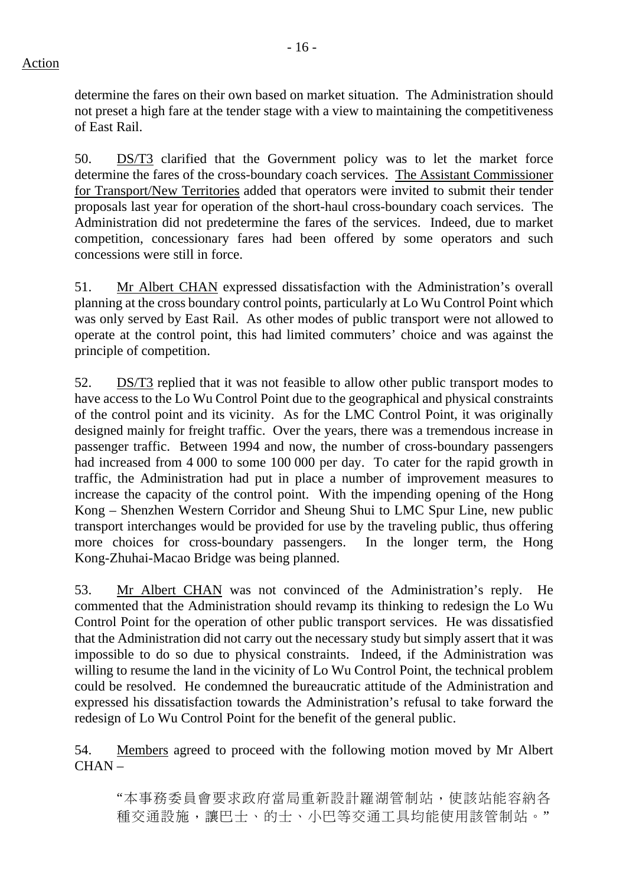Action

determine the fares on their own based on market situation. The Administration should not preset a high fare at the tender stage with a view to maintaining the competitiveness of East Rail.

50. DS/T3 clarified that the Government policy was to let the market force determine the fares of the cross-boundary coach services. The Assistant Commissioner for Transport/New Territories added that operators were invited to submit their tender proposals last year for operation of the short-haul cross-boundary coach services. The Administration did not predetermine the fares of the services. Indeed, due to market competition, concessionary fares had been offered by some operators and such concessions were still in force.

51. Mr Albert CHAN expressed dissatisfaction with the Administration's overall planning at the cross boundary control points, particularly at Lo Wu Control Point which was only served by East Rail. As other modes of public transport were not allowed to operate at the control point, this had limited commuters' choice and was against the principle of competition.

52. DS/T3 replied that it was not feasible to allow other public transport modes to have access to the Lo Wu Control Point due to the geographical and physical constraints of the control point and its vicinity. As for the LMC Control Point, it was originally designed mainly for freight traffic. Over the years, there was a tremendous increase in passenger traffic. Between 1994 and now, the number of cross-boundary passengers had increased from 4 000 to some 100 000 per day. To cater for the rapid growth in traffic, the Administration had put in place a number of improvement measures to increase the capacity of the control point. With the impending opening of the Hong Kong – Shenzhen Western Corridor and Sheung Shui to LMC Spur Line, new public transport interchanges would be provided for use by the traveling public, thus offering more choices for cross-boundary passengers. In the longer term, the Hong Kong-Zhuhai-Macao Bridge was being planned.

53. Mr Albert CHAN was not convinced of the Administration's reply. He commented that the Administration should revamp its thinking to redesign the Lo Wu Control Point for the operation of other public transport services. He was dissatisfied that the Administration did not carry out the necessary study but simply assert that it was impossible to do so due to physical constraints. Indeed, if the Administration was willing to resume the land in the vicinity of Lo Wu Control Point, the technical problem could be resolved. He condemned the bureaucratic attitude of the Administration and expressed his dissatisfaction towards the Administration's refusal to take forward the redesign of Lo Wu Control Point for the benefit of the general public.

54. Members agreed to proceed with the following motion moved by Mr Albert CHAN –

> "本事務委員會要求政府當局重新設計羅湖管制站，使該站能容納各種交通設施，讓巴士、的士、小巴等交通工具均能使用該管制站。"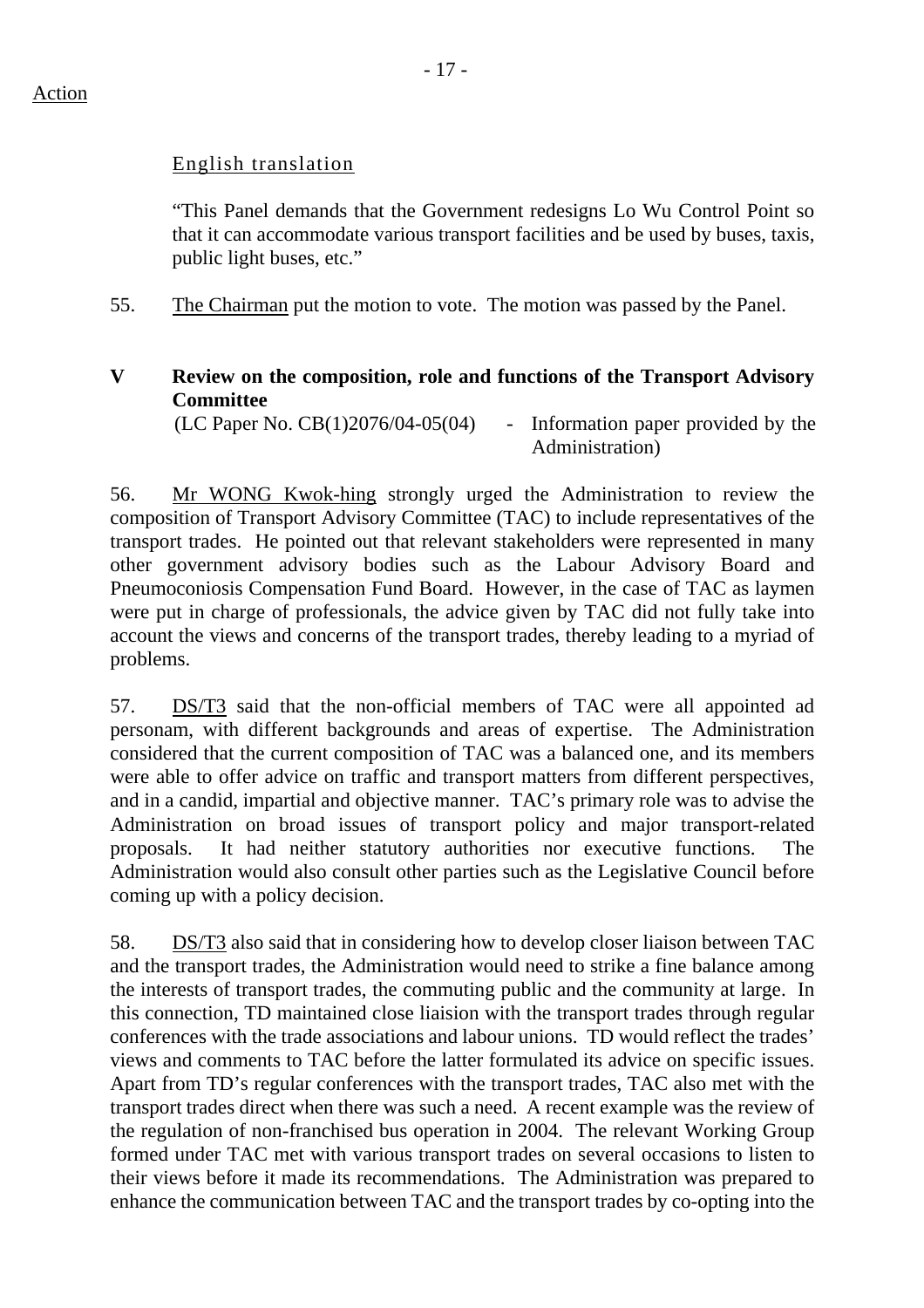Action

English translation

"This Panel demands that the Government redesigns Lo Wu Control Point so that it can accommodate various transport facilities and be used by buses, taxis, public light buses, etc."

55. The Chairman put the motion to vote. The motion was passed by the Panel.

**V Review on the composition, role and functions of the Transport Advisory Committee**

(LC Paper No. CB(1)2076/04-05(04) - Information paper provided by the Administration)

56. Mr WONG Kwok-hing strongly urged the Administration to review the composition of Transport Advisory Committee (TAC) to include representatives of the transport trades. He pointed out that relevant stakeholders were represented in many other government advisory bodies such as the Labour Advisory Board and Pneumoconiosis Compensation Fund Board. However, in the case of TAC as laymen were put in charge of professionals, the advice given by TAC did not fully take into account the views and concerns of the transport trades, thereby leading to a myriad of problems.

57. DS/T3 said that the non-official members of TAC were all appointed ad personam, with different backgrounds and areas of expertise. The Administration considered that the current composition of TAC was a balanced one, and its members were able to offer advice on traffic and transport matters from different perspectives, and in a candid, impartial and objective manner. TAC's primary role was to advise the Administration on broad issues of transport policy and major transport-related proposals. It had neither statutory authorities nor executive functions. The Administration would also consult other parties such as the Legislative Council before coming up with a policy decision.

58. DS/T3 also said that in considering how to develop closer liaison between TAC and the transport trades, the Administration would need to strike a fine balance among the interests of transport trades, the commuting public and the community at large. In this connection, TD maintained close liaision with the transport trades through regular conferences with the trade associations and labour unions. TD would reflect the trades' views and comments to TAC before the latter formulated its advice on specific issues. Apart from TD's regular conferences with the transport trades, TAC also met with the transport trades direct when there was such a need. A recent example was the review of the regulation of non-franchised bus operation in 2004. The relevant Working Group formed under TAC met with various transport trades on several occasions to listen to their views before it made its recommendations. The Administration was prepared to enhance the communication between TAC and the transport trades by co-opting into the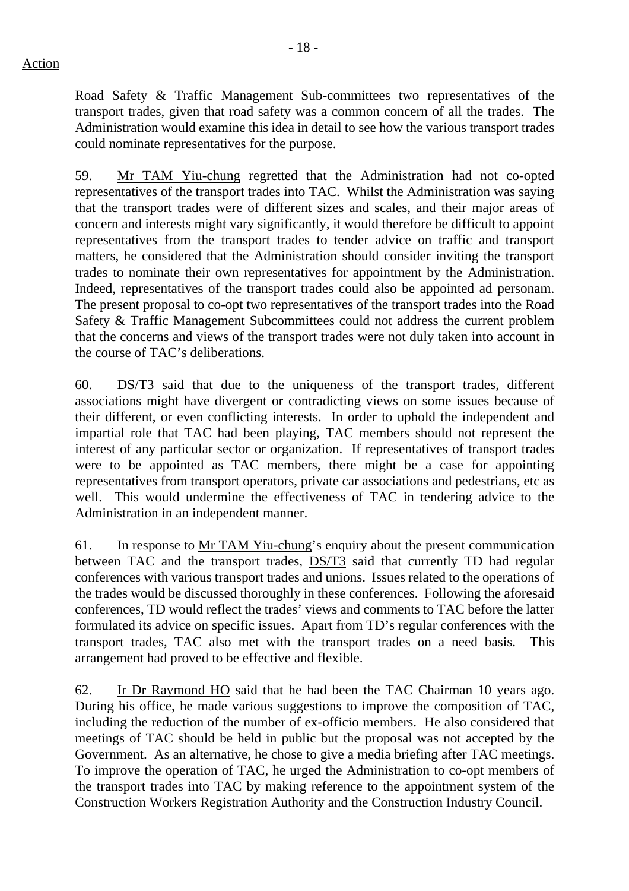Action

Road Safety & Traffic Management Sub-committees two representatives of the transport trades, given that road safety was a common concern of all the trades. The Administration would examine this idea in detail to see how the various transport trades could nominate representatives for the purpose.

59. Mr TAM Yiu-chung regretted that the Administration had not co-opted representatives of the transport trades into TAC. Whilst the Administration was saying that the transport trades were of different sizes and scales, and their major areas of concern and interests might vary significantly, it would therefore be difficult to appoint representatives from the transport trades to tender advice on traffic and transport matters, he considered that the Administration should consider inviting the transport trades to nominate their own representatives for appointment by the Administration. Indeed, representatives of the transport trades could also be appointed ad personam. The present proposal to co-opt two representatives of the transport trades into the Road Safety & Traffic Management Subcommittees could not address the current problem that the concerns and views of the transport trades were not duly taken into account in the course of TAC's deliberations.

60. DS/T3 said that due to the uniqueness of the transport trades, different associations might have divergent or contradicting views on some issues because of their different, or even conflicting interests. In order to uphold the independent and impartial role that TAC had been playing, TAC members should not represent the interest of any particular sector or organization. If representatives of transport trades were to be appointed as TAC members, there might be a case for appointing representatives from transport operators, private car associations and pedestrians, etc as well. This would undermine the effectiveness of TAC in tendering advice to the Administration in an independent manner.

61. In response to Mr TAM Yiu-chung's enquiry about the present communication between TAC and the transport trades, DS/T3 said that currently TD had regular conferences with various transport trades and unions. Issues related to the operations of the trades would be discussed thoroughly in these conferences. Following the aforesaid conferences, TD would reflect the trades' views and comments to TAC before the latter formulated its advice on specific issues. Apart from TD's regular conferences with the transport trades, TAC also met with the transport trades on a need basis. This arrangement had proved to be effective and flexible.

62. Ir Dr Raymond HO said that he had been the TAC Chairman 10 years ago. During his office, he made various suggestions to improve the composition of TAC, including the reduction of the number of ex-officio members. He also considered that meetings of TAC should be held in public but the proposal was not accepted by the Government. As an alternative, he chose to give a media briefing after TAC meetings. To improve the operation of TAC, he urged the Administration to co-opt members of the transport trades into TAC by making reference to the appointment system of the Construction Workers Registration Authority and the Construction Industry Council.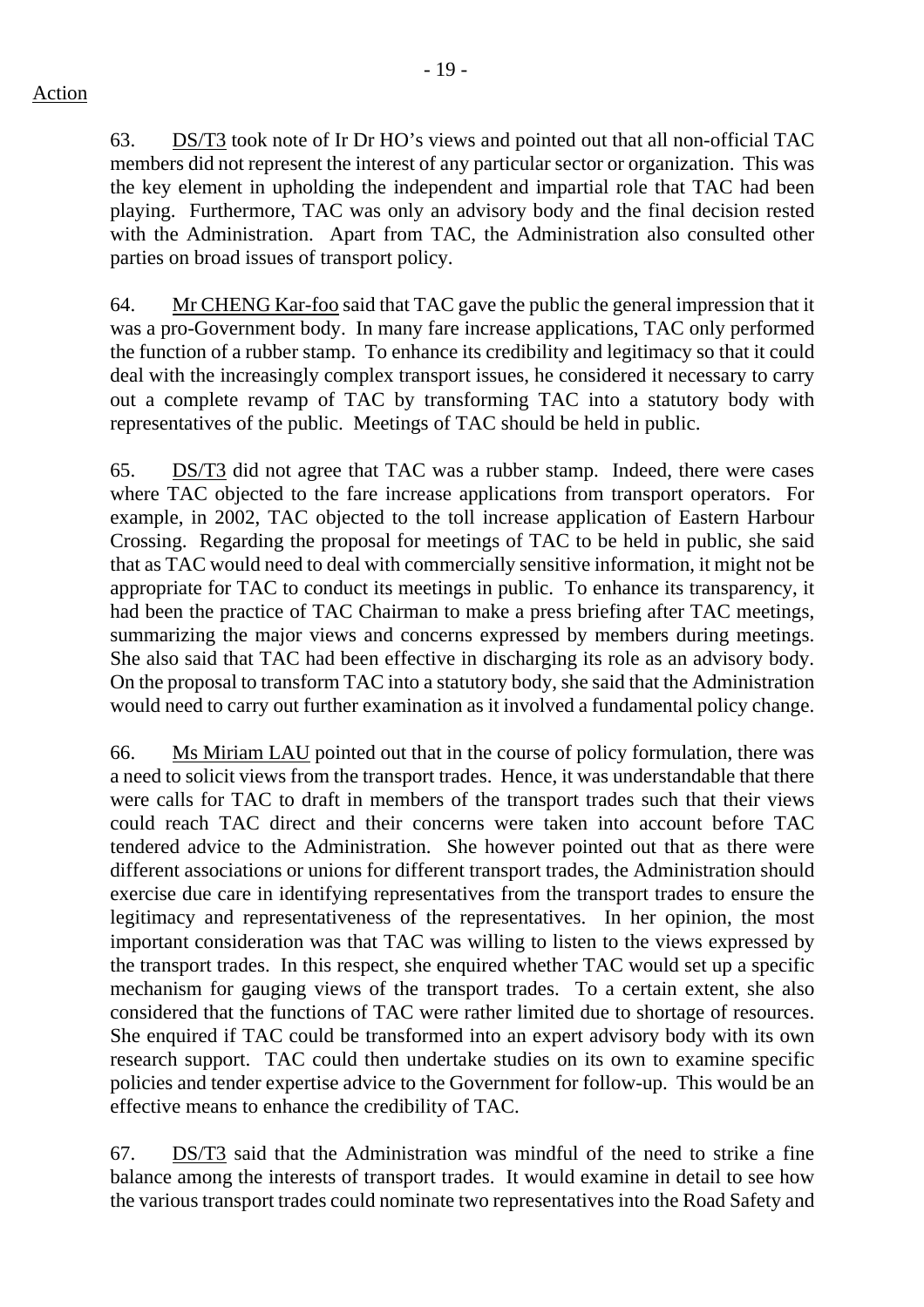Action

63. DS/T3 took note of Ir Dr HO's views and pointed out that all non-official TAC members did not represent the interest of any particular sector or organization. This was the key element in upholding the independent and impartial role that TAC had been playing. Furthermore, TAC was only an advisory body and the final decision rested with the Administration. Apart from TAC, the Administration also consulted other parties on broad issues of transport policy.

64. Mr CHENG Kar-foo said that TAC gave the public the general impression that it was a pro-Government body. In many fare increase applications, TAC only performed the function of a rubber stamp. To enhance its credibility and legitimacy so that it could deal with the increasingly complex transport issues, he considered it necessary to carry out a complete revamp of TAC by transforming TAC into a statutory body with representatives of the public. Meetings of TAC should be held in public.

65. DS/T3 did not agree that TAC was a rubber stamp. Indeed, there were cases where TAC objected to the fare increase applications from transport operators. For example, in 2002, TAC objected to the toll increase application of Eastern Harbour Crossing. Regarding the proposal for meetings of TAC to be held in public, she said that as TAC would need to deal with commercially sensitive information, it might not be appropriate for TAC to conduct its meetings in public. To enhance its transparency, it had been the practice of TAC Chairman to make a press briefing after TAC meetings, summarizing the major views and concerns expressed by members during meetings. She also said that TAC had been effective in discharging its role as an advisory body. On the proposal to transform TAC into a statutory body, she said that the Administration would need to carry out further examination as it involved a fundamental policy change.

66. Ms Miriam LAU pointed out that in the course of policy formulation, there was a need to solicit views from the transport trades. Hence, it was understandable that there were calls for TAC to draft in members of the transport trades such that their views could reach TAC direct and their concerns were taken into account before TAC tendered advice to the Administration. She however pointed out that as there were different associations or unions for different transport trades, the Administration should exercise due care in identifying representatives from the transport trades to ensure the legitimacy and representativeness of the representatives. In her opinion, the most important consideration was that TAC was willing to listen to the views expressed by the transport trades. In this respect, she enquired whether TAC would set up a specific mechanism for gauging views of the transport trades. To a certain extent, she also considered that the functions of TAC were rather limited due to shortage of resources. She enquired if TAC could be transformed into an expert advisory body with its own research support. TAC could then undertake studies on its own to examine specific policies and tender expertise advice to the Government for follow-up. This would be an effective means to enhance the credibility of TAC.

67. DS/T3 said that the Administration was mindful of the need to strike a fine balance among the interests of transport trades. It would examine in detail to see how the various transport trades could nominate two representatives into the Road Safety and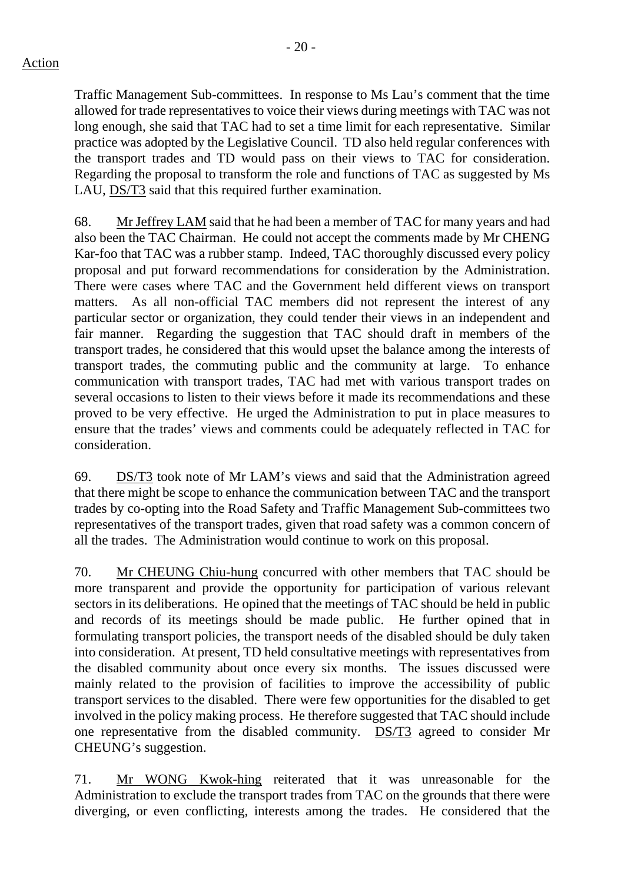Action

Traffic Management Sub-committees. In response to Ms Lau's comment that the time allowed for trade representatives to voice their views during meetings with TAC was not long enough, she said that TAC had to set a time limit for each representative. Similar practice was adopted by the Legislative Council. TD also held regular conferences with the transport trades and TD would pass on their views to TAC for consideration. Regarding the proposal to transform the role and functions of TAC as suggested by Ms LAU, DS/T3 said that this required further examination.

68. Mr Jeffrey LAM said that he had been a member of TAC for many years and had also been the TAC Chairman. He could not accept the comments made by Mr CHENG Kar-foo that TAC was a rubber stamp. Indeed, TAC thoroughly discussed every policy proposal and put forward recommendations for consideration by the Administration. There were cases where TAC and the Government held different views on transport matters. As all non-official TAC members did not represent the interest of any particular sector or organization, they could tender their views in an independent and fair manner. Regarding the suggestion that TAC should draft in members of the transport trades, he considered that this would upset the balance among the interests of transport trades, the commuting public and the community at large. To enhance communication with transport trades, TAC had met with various transport trades on several occasions to listen to their views before it made its recommendations and these proved to be very effective. He urged the Administration to put in place measures to ensure that the trades' views and comments could be adequately reflected in TAC for consideration.

69. DS/T3 took note of Mr LAM's views and said that the Administration agreed that there might be scope to enhance the communication between TAC and the transport trades by co-opting into the Road Safety and Traffic Management Sub-committees two representatives of the transport trades, given that road safety was a common concern of all the trades. The Administration would continue to work on this proposal.

70. Mr CHEUNG Chiu-hung concurred with other members that TAC should be more transparent and provide the opportunity for participation of various relevant sectors in its deliberations. He opined that the meetings of TAC should be held in public and records of its meetings should be made public. He further opined that in formulating transport policies, the transport needs of the disabled should be duly taken into consideration. At present, TD held consultative meetings with representatives from the disabled community about once every six months. The issues discussed were mainly related to the provision of facilities to improve the accessibility of public transport services to the disabled. There were few opportunities for the disabled to get involved in the policy making process. He therefore suggested that TAC should include one representative from the disabled community. DS/T3 agreed to consider Mr CHEUNG's suggestion.

71. Mr WONG Kwok-hing reiterated that it was unreasonable for the Administration to exclude the transport trades from TAC on the grounds that there were diverging, or even conflicting, interests among the trades. He considered that the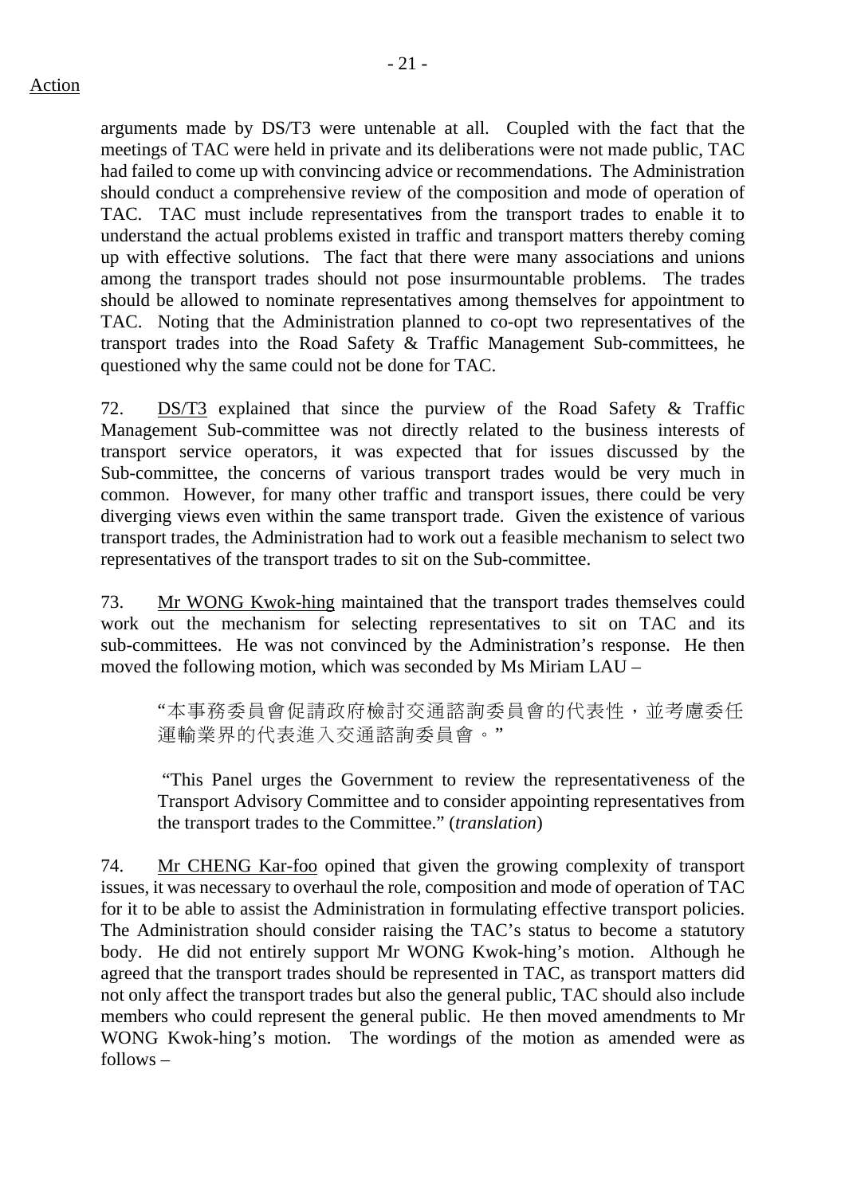Action

arguments made by DS/T3 were untenable at all. Coupled with the fact that the meetings of TAC were held in private and its deliberations were not made public, TAC had failed to come up with convincing advice or recommendations. The Administration should conduct a comprehensive review of the composition and mode of operation of TAC. TAC must include representatives from the transport trades to enable it to understand the actual problems existed in traffic and transport matters thereby coming up with effective solutions. The fact that there were many associations and unions among the transport trades should not pose insurmountable problems. The trades should be allowed to nominate representatives among themselves for appointment to TAC. Noting that the Administration planned to co-opt two representatives of the transport trades into the Road Safety & Traffic Management Sub-committees, he questioned why the same could not be done for TAC.

72. DS/T3 explained that since the purview of the Road Safety & Traffic Management Sub-committee was not directly related to the business interests of transport service operators, it was expected that for issues discussed by the Sub-committee, the concerns of various transport trades would be very much in common. However, for many other traffic and transport issues, there could be very diverging views even within the same transport trade. Given the existence of various transport trades, the Administration had to work out a feasible mechanism to select two representatives of the transport trades to sit on the Sub-committee.

73. Mr WONG Kwok-hing maintained that the transport trades themselves could work out the mechanism for selecting representatives to sit on TAC and its sub-committees. He was not convinced by the Administration's response. He then moved the following motion, which was seconded by Ms Miriam LAU –

> "本事務委員會促請政府檢討交通諮詢委員會的代表性，並考慮委任運輸業界的代表進入交通諮詢委員會。"
>
> "This Panel urges the Government to review the representativeness of the Transport Advisory Committee and to consider appointing representatives from the transport trades to the Committee." (*translation*)

74. Mr CHENG Kar-foo opined that given the growing complexity of transport issues, it was necessary to overhaul the role, composition and mode of operation of TAC for it to be able to assist the Administration in formulating effective transport policies. The Administration should consider raising the TAC's status to become a statutory body. He did not entirely support Mr WONG Kwok-hing's motion. Although he agreed that the transport trades should be represented in TAC, as transport matters did not only affect the transport trades but also the general public, TAC should also include members who could represent the general public. He then moved amendments to Mr WONG Kwok-hing's motion. The wordings of the motion as amended were as follows –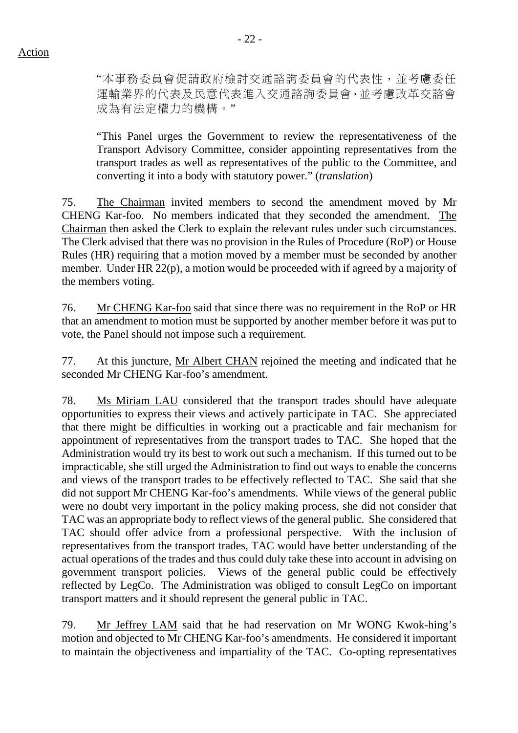Action

"本事務委員會促請政府檢討交通諮詢委員會的代表性，並考慮委任運輸業界的代表及民意代表進入交通諮詢委員會，並考慮改革交諮會成為有法定權力的機構。"

"This Panel urges the Government to review the representativeness of the Transport Advisory Committee, consider appointing representatives from the transport trades as well as representatives of the public to the Committee, and converting it into a body with statutory power." (*translation*)

75. The Chairman invited members to second the amendment moved by Mr CHENG Kar-foo. No members indicated that they seconded the amendment. The Chairman then asked the Clerk to explain the relevant rules under such circumstances. The Clerk advised that there was no provision in the Rules of Procedure (RoP) or House Rules (HR) requiring that a motion moved by a member must be seconded by another member. Under HR 22(p), a motion would be proceeded with if agreed by a majority of the members voting.

76. Mr CHENG Kar-foo said that since there was no requirement in the RoP or HR that an amendment to motion must be supported by another member before it was put to vote, the Panel should not impose such a requirement.

77. At this juncture, Mr Albert CHAN rejoined the meeting and indicated that he seconded Mr CHENG Kar-foo's amendment.

78. Ms Miriam LAU considered that the transport trades should have adequate opportunities to express their views and actively participate in TAC. She appreciated that there might be difficulties in working out a practicable and fair mechanism for appointment of representatives from the transport trades to TAC. She hoped that the Administration would try its best to work out such a mechanism. If this turned out to be impracticable, she still urged the Administration to find out ways to enable the concerns and views of the transport trades to be effectively reflected to TAC. She said that she did not support Mr CHENG Kar-foo's amendments. While views of the general public were no doubt very important in the policy making process, she did not consider that TAC was an appropriate body to reflect views of the general public. She considered that TAC should offer advice from a professional perspective. With the inclusion of representatives from the transport trades, TAC would have better understanding of the actual operations of the trades and thus could duly take these into account in advising on government transport policies. Views of the general public could be effectively reflected by LegCo. The Administration was obliged to consult LegCo on important transport matters and it should represent the general public in TAC.

79. Mr Jeffrey LAM said that he had reservation on Mr WONG Kwok-hing's motion and objected to Mr CHENG Kar-foo's amendments. He considered it important to maintain the objectiveness and impartiality of the TAC. Co-opting representatives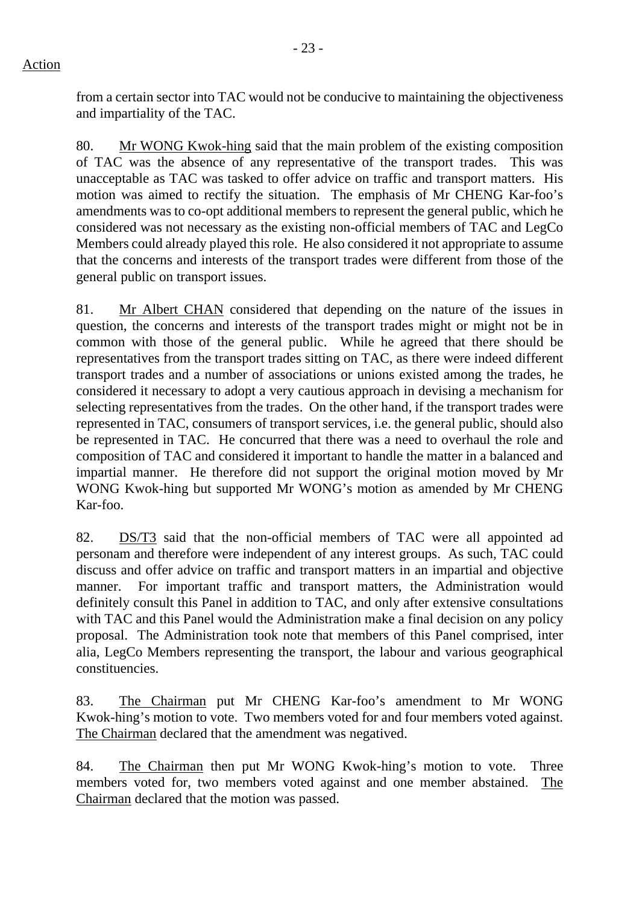Action

from a certain sector into TAC would not be conducive to maintaining the objectiveness and impartiality of the TAC.

80. Mr WONG Kwok-hing said that the main problem of the existing composition of TAC was the absence of any representative of the transport trades. This was unacceptable as TAC was tasked to offer advice on traffic and transport matters. His motion was aimed to rectify the situation. The emphasis of Mr CHENG Kar-foo's amendments was to co-opt additional members to represent the general public, which he considered was not necessary as the existing non-official members of TAC and LegCo Members could already played this role. He also considered it not appropriate to assume that the concerns and interests of the transport trades were different from those of the general public on transport issues.

81. Mr Albert CHAN considered that depending on the nature of the issues in question, the concerns and interests of the transport trades might or might not be in common with those of the general public. While he agreed that there should be representatives from the transport trades sitting on TAC, as there were indeed different transport trades and a number of associations or unions existed among the trades, he considered it necessary to adopt a very cautious approach in devising a mechanism for selecting representatives from the trades. On the other hand, if the transport trades were represented in TAC, consumers of transport services, i.e. the general public, should also be represented in TAC. He concurred that there was a need to overhaul the role and composition of TAC and considered it important to handle the matter in a balanced and impartial manner. He therefore did not support the original motion moved by Mr WONG Kwok-hing but supported Mr WONG's motion as amended by Mr CHENG Kar-foo.

82. DS/T3 said that the non-official members of TAC were all appointed ad personam and therefore were independent of any interest groups. As such, TAC could discuss and offer advice on traffic and transport matters in an impartial and objective manner. For important traffic and transport matters, the Administration would definitely consult this Panel in addition to TAC, and only after extensive consultations with TAC and this Panel would the Administration make a final decision on any policy proposal. The Administration took note that members of this Panel comprised, inter alia, LegCo Members representing the transport, the labour and various geographical constituencies.

83. The Chairman put Mr CHENG Kar-foo's amendment to Mr WONG Kwok-hing's motion to vote. Two members voted for and four members voted against. The Chairman declared that the amendment was negatived.

84. The Chairman then put Mr WONG Kwok-hing's motion to vote. Three members voted for, two members voted against and one member abstained. The Chairman declared that the motion was passed.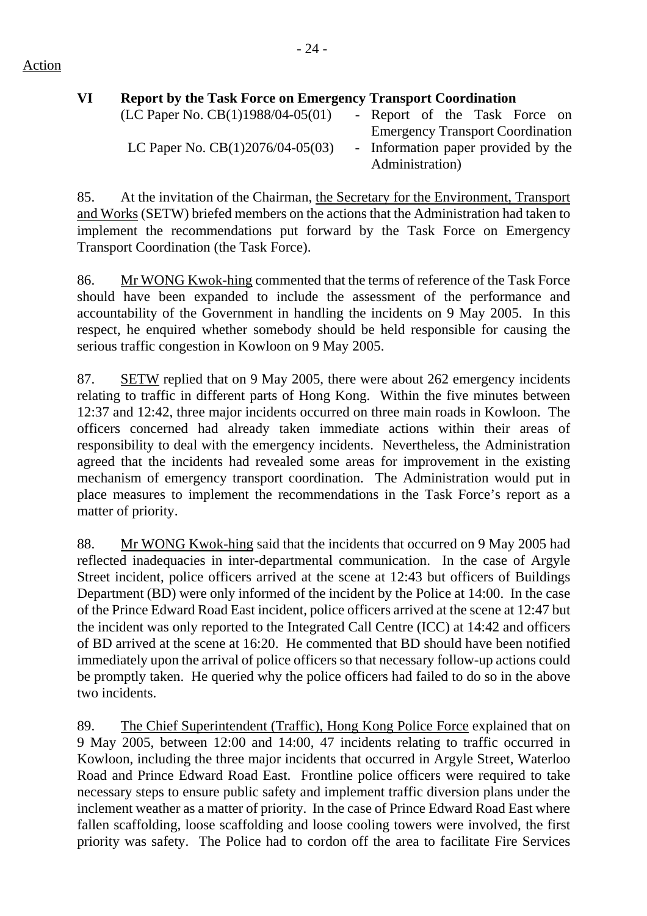Action

## VI Report by the Task Force on Emergency Transport Coordination

(LC Paper No. CB(1)1988/04-05(01) - Report of the Task Force on Emergency Transport Coordination
LC Paper No. CB(1)2076/04-05(03) - Information paper provided by the Administration)

85. At the invitation of the Chairman, the Secretary for the Environment, Transport and Works (SETW) briefed members on the actions that the Administration had taken to implement the recommendations put forward by the Task Force on Emergency Transport Coordination (the Task Force).

86. Mr WONG Kwok-hing commented that the terms of reference of the Task Force should have been expanded to include the assessment of the performance and accountability of the Government in handling the incidents on 9 May 2005. In this respect, he enquired whether somebody should be held responsible for causing the serious traffic congestion in Kowloon on 9 May 2005.

87. SETW replied that on 9 May 2005, there were about 262 emergency incidents relating to traffic in different parts of Hong Kong. Within the five minutes between 12:37 and 12:42, three major incidents occurred on three main roads in Kowloon. The officers concerned had already taken immediate actions within their areas of responsibility to deal with the emergency incidents. Nevertheless, the Administration agreed that the incidents had revealed some areas for improvement in the existing mechanism of emergency transport coordination. The Administration would put in place measures to implement the recommendations in the Task Force's report as a matter of priority.

88. Mr WONG Kwok-hing said that the incidents that occurred on 9 May 2005 had reflected inadequacies in inter-departmental communication. In the case of Argyle Street incident, police officers arrived at the scene at 12:43 but officers of Buildings Department (BD) were only informed of the incident by the Police at 14:00. In the case of the Prince Edward Road East incident, police officers arrived at the scene at 12:47 but the incident was only reported to the Integrated Call Centre (ICC) at 14:42 and officers of BD arrived at the scene at 16:20. He commented that BD should have been notified immediately upon the arrival of police officers so that necessary follow-up actions could be promptly taken. He queried why the police officers had failed to do so in the above two incidents.

89. The Chief Superintendent (Traffic), Hong Kong Police Force explained that on 9 May 2005, between 12:00 and 14:00, 47 incidents relating to traffic occurred in Kowloon, including the three major incidents that occurred in Argyle Street, Waterloo Road and Prince Edward Road East. Frontline police officers were required to take necessary steps to ensure public safety and implement traffic diversion plans under the inclement weather as a matter of priority. In the case of Prince Edward Road East where fallen scaffolding, loose scaffolding and loose cooling towers were involved, the first priority was safety. The Police had to cordon off the area to facilitate Fire Services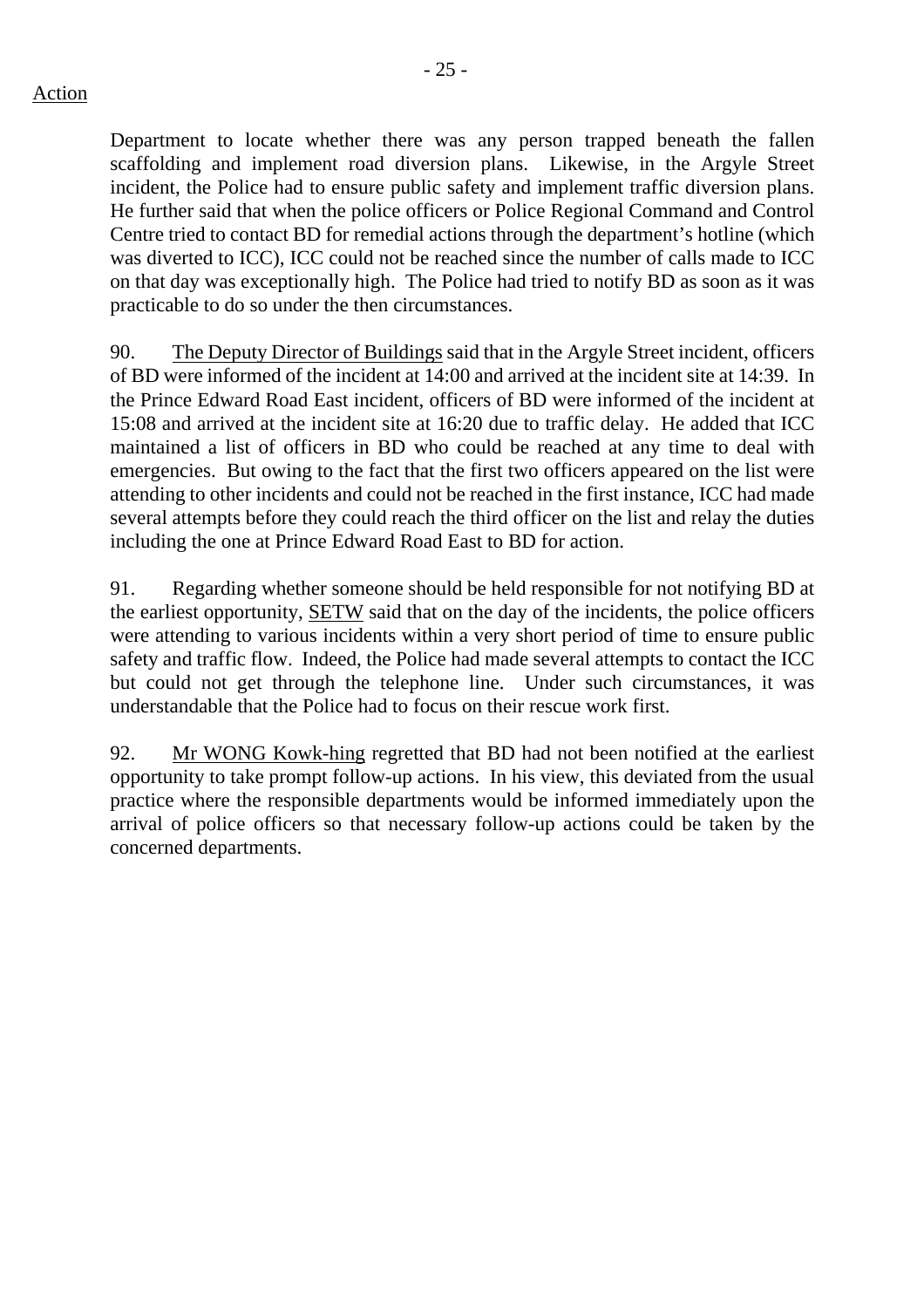Action

Department to locate whether there was any person trapped beneath the fallen scaffolding and implement road diversion plans. Likewise, in the Argyle Street incident, the Police had to ensure public safety and implement traffic diversion plans. He further said that when the police officers or Police Regional Command and Control Centre tried to contact BD for remedial actions through the department's hotline (which was diverted to ICC), ICC could not be reached since the number of calls made to ICC on that day was exceptionally high. The Police had tried to notify BD as soon as it was practicable to do so under the then circumstances.

90. The Deputy Director of Buildings said that in the Argyle Street incident, officers of BD were informed of the incident at 14:00 and arrived at the incident site at 14:39. In the Prince Edward Road East incident, officers of BD were informed of the incident at 15:08 and arrived at the incident site at 16:20 due to traffic delay. He added that ICC maintained a list of officers in BD who could be reached at any time to deal with emergencies. But owing to the fact that the first two officers appeared on the list were attending to other incidents and could not be reached in the first instance, ICC had made several attempts before they could reach the third officer on the list and relay the duties including the one at Prince Edward Road East to BD for action.

91. Regarding whether someone should be held responsible for not notifying BD at the earliest opportunity, SETW said that on the day of the incidents, the police officers were attending to various incidents within a very short period of time to ensure public safety and traffic flow. Indeed, the Police had made several attempts to contact the ICC but could not get through the telephone line. Under such circumstances, it was understandable that the Police had to focus on their rescue work first.

92. Mr WONG Kowk-hing regretted that BD had not been notified at the earliest opportunity to take prompt follow-up actions. In his view, this deviated from the usual practice where the responsible departments would be informed immediately upon the arrival of police officers so that necessary follow-up actions could be taken by the concerned departments.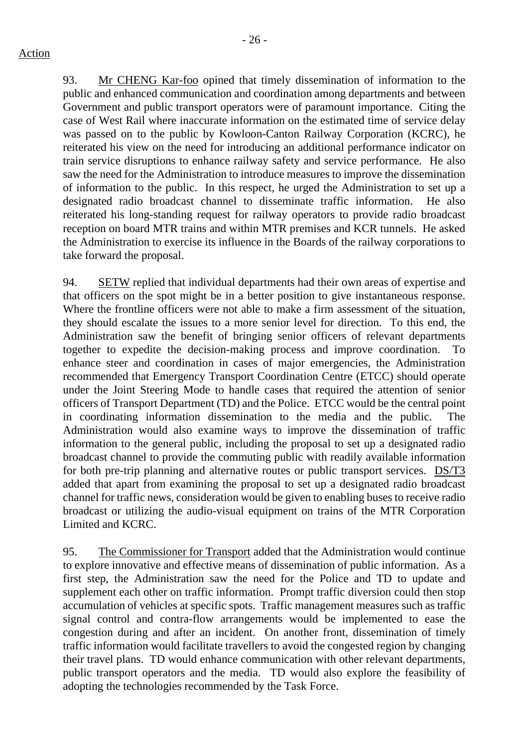Action

93. Mr CHENG Kar-foo opined that timely dissemination of information to the public and enhanced communication and coordination among departments and between Government and public transport operators were of paramount importance. Citing the case of West Rail where inaccurate information on the estimated time of service delay was passed on to the public by Kowloon-Canton Railway Corporation (KCRC), he reiterated his view on the need for introducing an additional performance indicator on train service disruptions to enhance railway safety and service performance. He also saw the need for the Administration to introduce measures to improve the dissemination of information to the public. In this respect, he urged the Administration to set up a designated radio broadcast channel to disseminate traffic information. He also reiterated his long-standing request for railway operators to provide radio broadcast reception on board MTR trains and within MTR premises and KCR tunnels. He asked the Administration to exercise its influence in the Boards of the railway corporations to take forward the proposal.

94. SETW replied that individual departments had their own areas of expertise and that officers on the spot might be in a better position to give instantaneous response. Where the frontline officers were not able to make a firm assessment of the situation, they should escalate the issues to a more senior level for direction. To this end, the Administration saw the benefit of bringing senior officers of relevant departments together to expedite the decision-making process and improve coordination. To enhance steer and coordination in cases of major emergencies, the Administration recommended that Emergency Transport Coordination Centre (ETCC) should operate under the Joint Steering Mode to handle cases that required the attention of senior officers of Transport Department (TD) and the Police. ETCC would be the central point in coordinating information dissemination to the media and the public. The Administration would also examine ways to improve the dissemination of traffic information to the general public, including the proposal to set up a designated radio broadcast channel to provide the commuting public with readily available information for both pre-trip planning and alternative routes or public transport services. DS/T3 added that apart from examining the proposal to set up a designated radio broadcast channel for traffic news, consideration would be given to enabling buses to receive radio broadcast or utilizing the audio-visual equipment on trains of the MTR Corporation Limited and KCRC.

95. The Commissioner for Transport added that the Administration would continue to explore innovative and effective means of dissemination of public information. As a first step, the Administration saw the need for the Police and TD to update and supplement each other on traffic information. Prompt traffic diversion could then stop accumulation of vehicles at specific spots. Traffic management measures such as traffic signal control and contra-flow arrangements would be implemented to ease the congestion during and after an incident. On another front, dissemination of timely traffic information would facilitate travellers to avoid the congested region by changing their travel plans. TD would enhance communication with other relevant departments, public transport operators and the media. TD would also explore the feasibility of adopting the technologies recommended by the Task Force.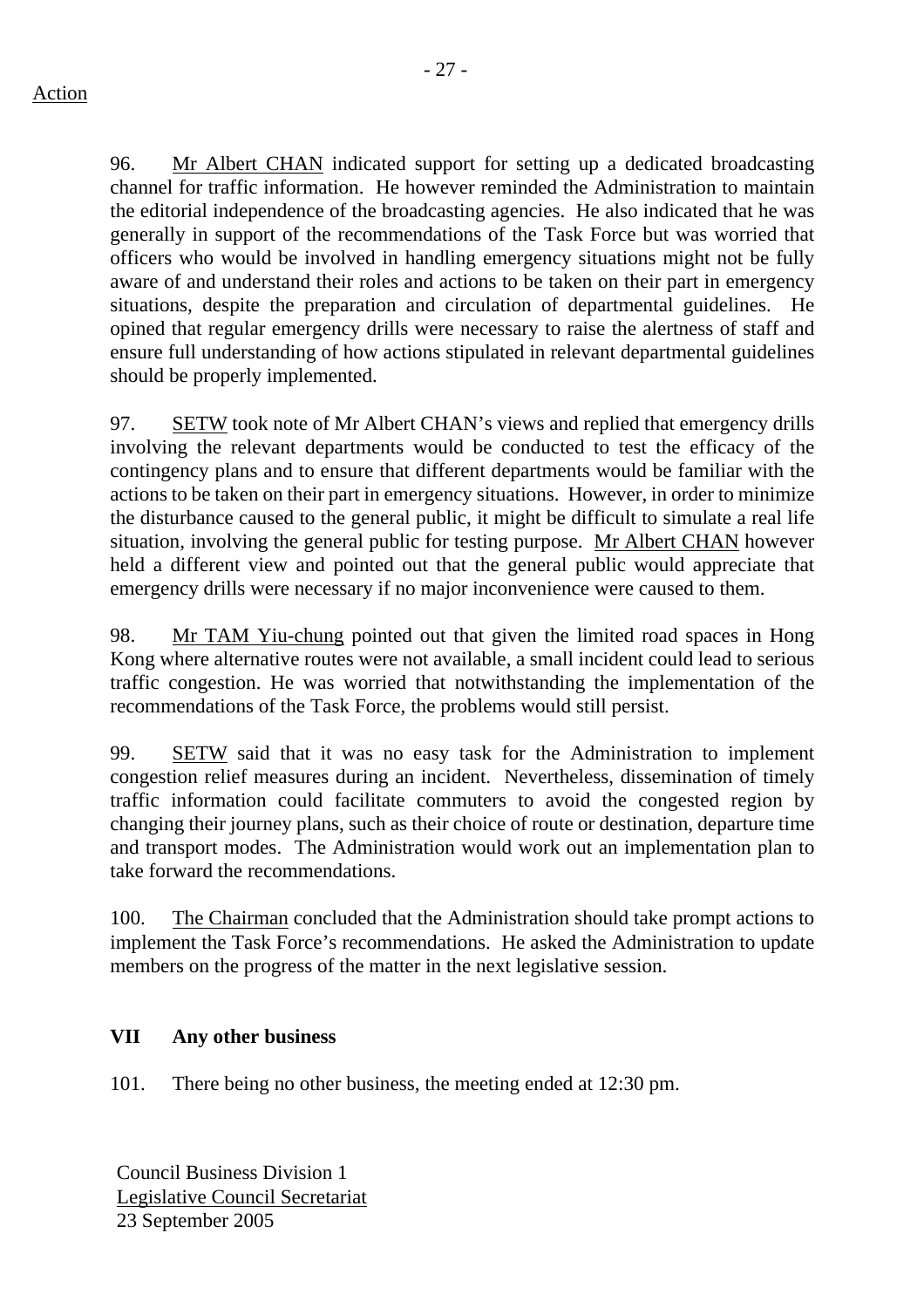Action

96. Mr Albert CHAN indicated support for setting up a dedicated broadcasting channel for traffic information. He however reminded the Administration to maintain the editorial independence of the broadcasting agencies. He also indicated that he was generally in support of the recommendations of the Task Force but was worried that officers who would be involved in handling emergency situations might not be fully aware of and understand their roles and actions to be taken on their part in emergency situations, despite the preparation and circulation of departmental guidelines. He opined that regular emergency drills were necessary to raise the alertness of staff and ensure full understanding of how actions stipulated in relevant departmental guidelines should be properly implemented.

97. SETW took note of Mr Albert CHAN's views and replied that emergency drills involving the relevant departments would be conducted to test the efficacy of the contingency plans and to ensure that different departments would be familiar with the actions to be taken on their part in emergency situations. However, in order to minimize the disturbance caused to the general public, it might be difficult to simulate a real life situation, involving the general public for testing purpose. Mr Albert CHAN however held a different view and pointed out that the general public would appreciate that emergency drills were necessary if no major inconvenience were caused to them.

98. Mr TAM Yiu-chung pointed out that given the limited road spaces in Hong Kong where alternative routes were not available, a small incident could lead to serious traffic congestion. He was worried that notwithstanding the implementation of the recommendations of the Task Force, the problems would still persist.

99. SETW said that it was no easy task for the Administration to implement congestion relief measures during an incident. Nevertheless, dissemination of timely traffic information could facilitate commuters to avoid the congested region by changing their journey plans, such as their choice of route or destination, departure time and transport modes. The Administration would work out an implementation plan to take forward the recommendations.

100. The Chairman concluded that the Administration should take prompt actions to implement the Task Force's recommendations. He asked the Administration to update members on the progress of the matter in the next legislative session.

## VII Any other business

101. There being no other business, the meeting ended at 12:30 pm.

Council Business Division 1
Legislative Council Secretariat
23 September 2005